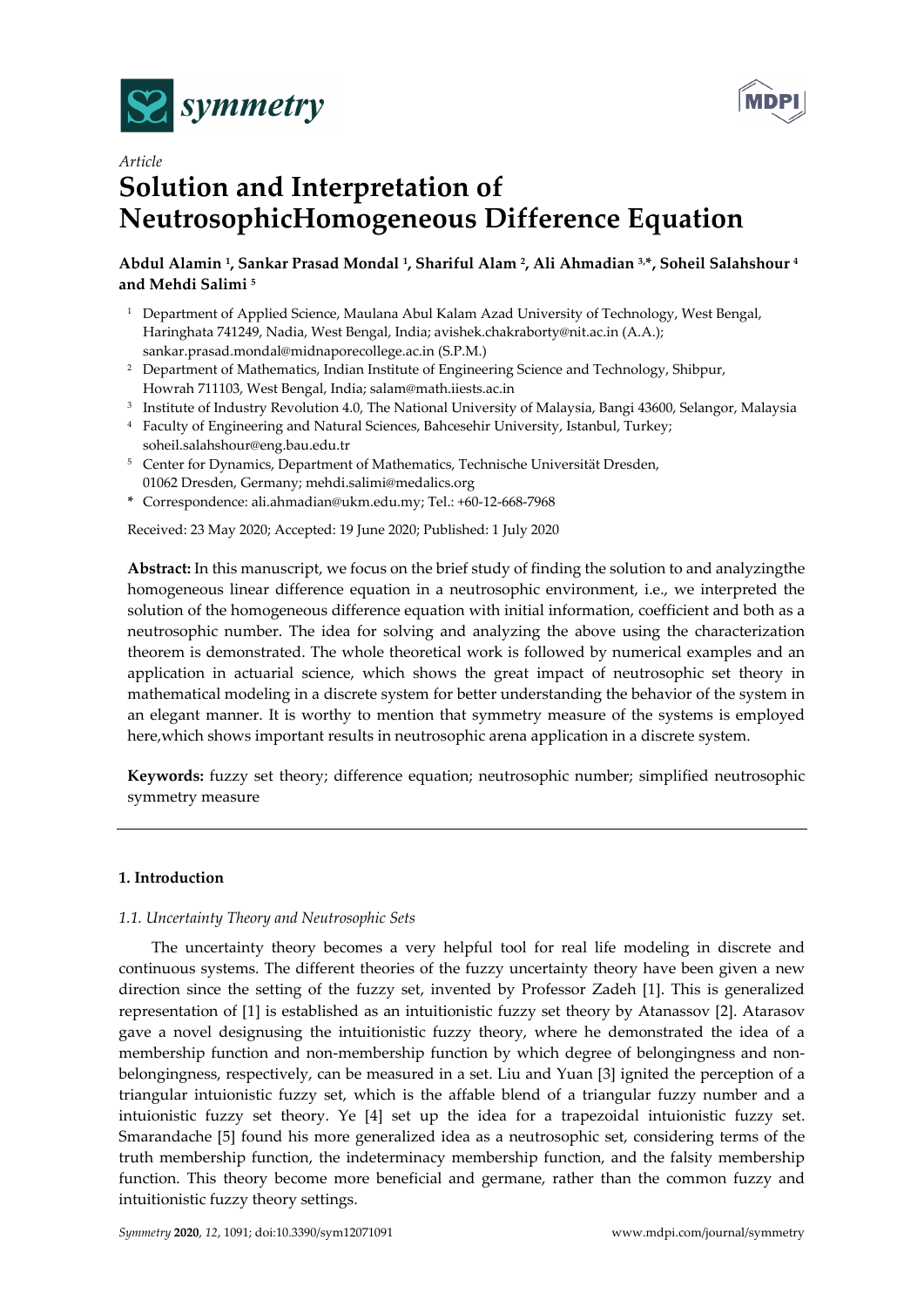Article

# Solution and Interpretation of NeutrosophicHomogeneous Difference Equation

**Abdul Alamin [1], Sankar Prasad Mondal [1], Shariful Alam [2], Ali Ahmadian [3,*], Soheil Salahshour [4] and Mehdi Salimi [5]**

1. Department of Applied Science, Maulana Abul Kalam Azad University of Technology, West Bengal, Haringhata 741249, Nadia, West Bengal, India; avishek.chakraborty@nit.ac.in (A.A.); sankar.prasad.mondal@midnaporecollege.ac.in (S.P.M.)
2. Department of Mathematics, Indian Institute of Engineering Science and Technology, Shibpur, Howrah 711103, West Bengal, India; salam@math.iiests.ac.in
3. Institute of Industry Revolution 4.0, The National University of Malaysia, Bangi 43600, Selangor, Malaysia
4. Faculty of Engineering and Natural Sciences, Bahcesehir University, Istanbul, Turkey; soheil.salahshour@eng.bau.edu.tr
5. Center for Dynamics, Department of Mathematics, Technische Universität Dresden, 01062 Dresden, Germany; mehdi.salimi@medalics.org

\* Correspondence: ali.ahmadian@ukm.edu.my; Tel.: +60-12-668-7968

Received: 23 May 2020; Accepted: 19 June 2020; Published: 1 July 2020

**Abstract:** In this manuscript, we focus on the brief study of finding the solution to and analyzingthe homogeneous linear difference equation in a neutrosophic environment, i.e., we interpreted the solution of the homogeneous difference equation with initial information, coefficient and both as a neutrosophic number. The idea for solving and analyzing the above using the characterization theorem is demonstrated. The whole theoretical work is followed by numerical examples and an application in actuarial science, which shows the great impact of neutrosophic set theory in mathematical modeling in a discrete system for better understanding the behavior of the system in an elegant manner. It is worthy to mention that symmetry measure of the systems is employed here,which shows important results in neutrosophic arena application in a discrete system.

**Keywords:** fuzzy set theory; difference equation; neutrosophic number; simplified neutrosophic symmetry measure

## 1. Introduction

### 1.1. Uncertainty Theory and Neutrosophic Sets

The uncertainty theory becomes a very helpful tool for real life modeling in discrete and continuous systems. The different theories of the fuzzy uncertainty theory have been given a new direction since the setting of the fuzzy set, invented by Professor Zadeh [1]. This is generalized representation of [1] is established as an intuitionistic fuzzy set theory by Atanassov [2]. Atarasov gave a novel designusing the intuitionistic fuzzy theory, where he demonstrated the idea of a membership function and non-membership function by which degree of belongingness and non-belongingness, respectively, can be measured in a set. Liu and Yuan [3] ignited the perception of a triangular intuionistic fuzzy set, which is the affable blend of a triangular fuzzy number and a intuionistic fuzzy set theory. Ye [4] set up the idea for a trapezoidal intuionistic fuzzy set. Smarandache [5] found his more generalized idea as a neutrosophic set, considering terms of the truth membership function, the indeterminacy membership function, and the falsity membership function. This theory become more beneficial and germane, rather than the common fuzzy and intuitionistic fuzzy theory settings.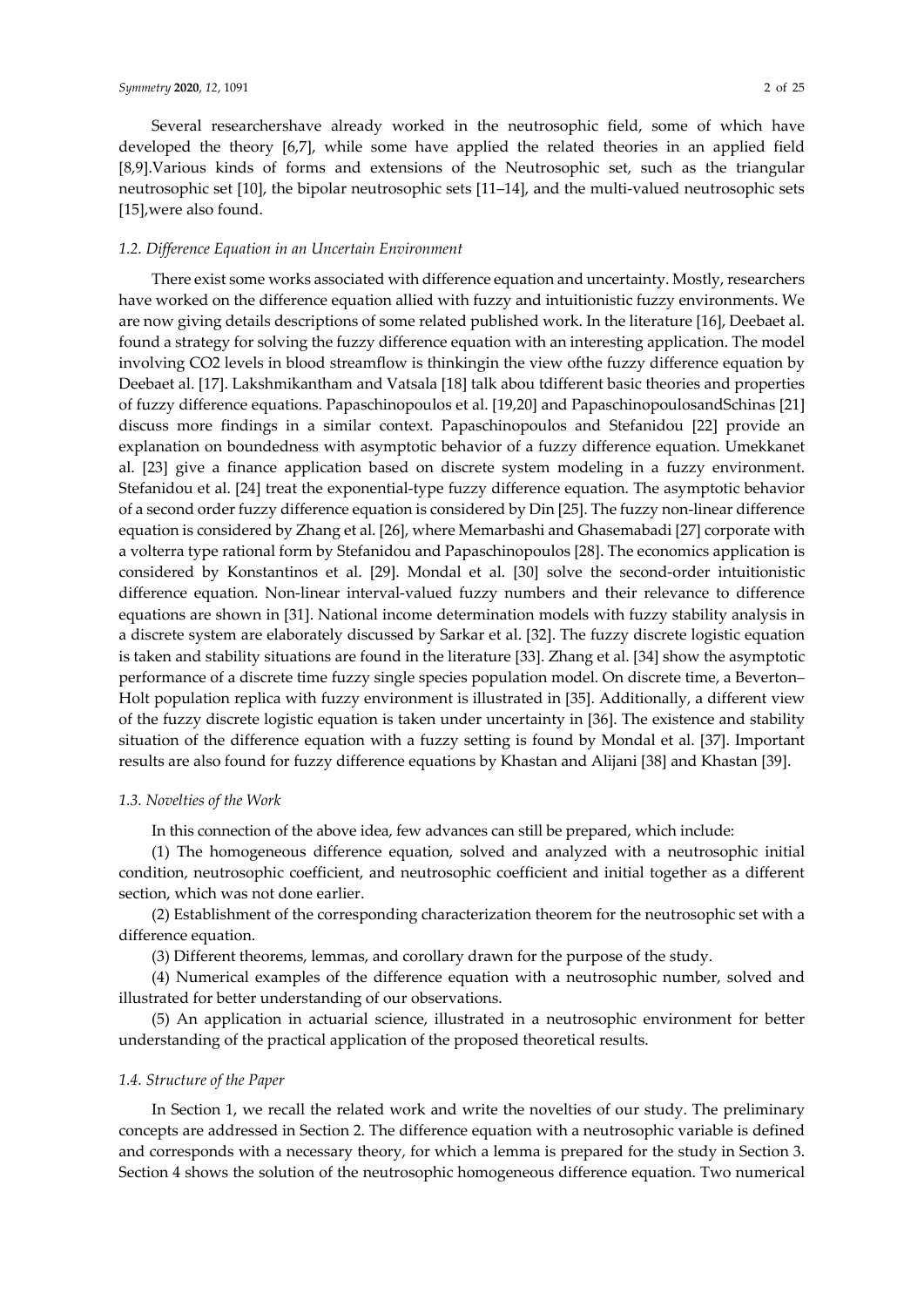Several researchershave already worked in the neutrosophic field, some of which have developed the theory [6,7], while some have applied the related theories in an applied field [8,9].Various kinds of forms and extensions of the Neutrosophic set, such as the triangular neutrosophic set [10], the bipolar neutrosophic sets [11–14], and the multi-valued neutrosophic sets [15],were also found.

### *1.2. Difference Equation in an Uncertain Environment*

There exist some works associated with difference equation and uncertainty. Mostly, researchers have worked on the difference equation allied with fuzzy and intuitionistic fuzzy environments. We are now giving details descriptions of some related published work. In the literature [16], Deebaet al. found a strategy for solving the fuzzy difference equation with an interesting application. The model involving $CO_2$ levels in blood streamflow is thinkingin the view ofthe fuzzy difference equation by Deebaet al. [17]. Lakshmikantham and Vatsala [18] talk abou tdifferent basic theories and properties of fuzzy difference equations. Papaschinopoulos et al. [19,20] and PapaschinopoulosandSchinas [21] discuss more findings in a similar context. Papaschinopoulos and Stefanidou [22] provide an explanation on boundedness with asymptotic behavior of a fuzzy difference equation. Umekkanet al. [23] give a finance application based on discrete system modeling in a fuzzy environment. Stefanidou et al. [24] treat the exponential-type fuzzy difference equation. The asymptotic behavior of a second order fuzzy difference equation is considered by Din [25]. The fuzzy non-linear difference equation is considered by Zhang et al. [26], where Memarbashi and Ghasemabadi [27] corporate with a volterra type rational form by Stefanidou and Papaschinopoulos [28]. The economics application is considered by Konstantinos et al. [29]. Mondal et al. [30] solve the second-order intuitionistic difference equation. Non-linear interval-valued fuzzy numbers and their relevance to difference equations are shown in [31]. National income determination models with fuzzy stability analysis in a discrete system are elaborately discussed by Sarkar et al. [32]. The fuzzy discrete logistic equation is taken and stability situations are found in the literature [33]. Zhang et al. [34] show the asymptotic performance of a discrete time fuzzy single species population model. On discrete time, a Beverton–Holt population replica with fuzzy environment is illustrated in [35]. Additionally, a different view of the fuzzy discrete logistic equation is taken under uncertainty in [36]. The existence and stability situation of the difference equation with a fuzzy setting is found by Mondal et al. [37]. Important results are also found for fuzzy difference equations by Khastan and Alijani [38] and Khastan [39].

### *1.3. Novelties of the Work*

In this connection of the above idea, few advances can still be prepared, which include:

(1) The homogeneous difference equation, solved and analyzed with a neutrosophic initial condition, neutrosophic coefficient, and neutrosophic coefficient and initial together as a different section, which was not done earlier.

(2) Establishment of the corresponding characterization theorem for the neutrosophic set with a difference equation.

(3) Different theorems, lemmas, and corollary drawn for the purpose of the study.

(4) Numerical examples of the difference equation with a neutrosophic number, solved and illustrated for better understanding of our observations.

(5) An application in actuarial science, illustrated in a neutrosophic environment for better understanding of the practical application of the proposed theoretical results.

### *1.4. Structure of the Paper*

In Section 1, we recall the related work and write the novelties of our study. The preliminary concepts are addressed in Section 2. The difference equation with a neutrosophic variable is defined and corresponds with a necessary theory, for which a lemma is prepared for the study in Section 3. Section 4 shows the solution of the neutrosophic homogeneous difference equation. Two numerical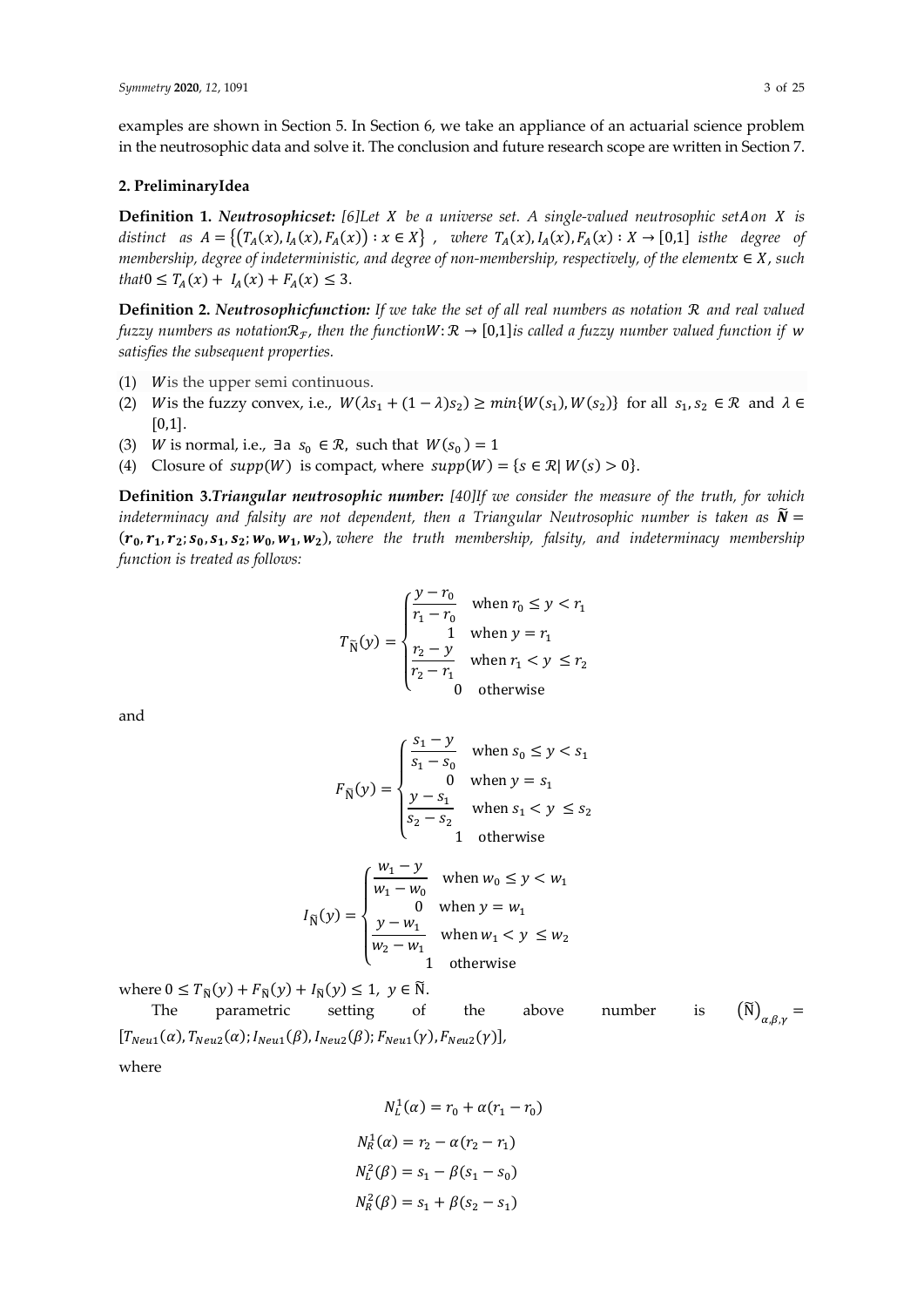examples are shown in Section 5. In Section 6, we take an appliance of an actuarial science problem in the neutrosophic data and solve it. The conclusion and future research scope are written in Section 7.

## 2. PreliminaryIdea

**Definition 1.** ***Neutrosophicset:*** *[6]Let $X$ be a universe set. A single-valued neutrosophic setA on $X$ is distinct as $A = \{(T_A(x), I_A(x), F_A(x)) : x \in X\}$, where $T_A(x), I_A(x), F_A(x) : X \to [0,1]$ isthe degree of membership, degree of indeterministic, and degree of non-membership, respectively, of the elementx $\in X$, such that$0 \le T_A(x) + I_A(x) + F_A(x) \le 3$.*

**Definition 2.** ***Neutrosophicfunction:*** *If we take the set of all real numbers as notation $\mathcal{R}$ and real valued fuzzy numbers as notation$\mathcal{R}_{\mathcal{F}}$, then the function$W: \mathcal{R} \to [0,1]$is called a fuzzy number valued function if $w$ satisfies the subsequent properties.*

(1) $W$is the upper semi continuous.
(2) $W$is the fuzzy convex, i.e., $W(\lambda s_1 + (1-\lambda)s_2) \ge min\{W(s_1), W(s_2)\}$ for all $s_1, s_2 \in \mathcal{R}$ and $\lambda \in [0,1]$.
(3) $W$ is normal, i.e., $\exists$a $s_0 \in \mathcal{R}$, such that $W(s_0) = 1$
(4) Closure of $supp(W)$ is compact, where $supp(W) = \{s \in \mathcal{R} | W(s) > 0\}$.

**Definition 3.** ***Triangular neutrosophic number:*** *[40]If we consider the measure of the truth, for which indeterminacy and falsity are not dependent, then a Triangular Neutrosophic number is taken as $\widetilde{\boldsymbol{N}} = (\boldsymbol{r_0}, \boldsymbol{r_1}, \boldsymbol{r_2}; \boldsymbol{s_0}, \boldsymbol{s_1}, \boldsymbol{s_2}; \boldsymbol{w_0}, \boldsymbol{w_1}, \boldsymbol{w_2})$, where the truth membership, falsity, and indeterminacy membership function is treated as follows:*

$$T_{\widetilde{\mathrm{N}}}(y) = \begin{cases} \dfrac{y - r_0}{r_1 - r_0} & \text{when } r_0 \le y < r_1 \\ 1 & \text{when } y = r_1 \\ \dfrac{r_2 - y}{r_2 - r_1} & \text{when } r_1 < y \le r_2 \\ 0 & \text{otherwise} \end{cases}$$

and

$$F_{\widetilde{\mathrm{N}}}(y) = \begin{cases} \dfrac{s_1 - y}{s_1 - s_0} & \text{when } s_0 \le y < s_1 \\ 0 & \text{when } y = s_1 \\ \dfrac{y - s_1}{s_2 - s_2} & \text{when } s_1 < y \le s_2 \\ 1 & \text{otherwise} \end{cases}$$

$$I_{\widetilde{\mathrm{N}}}(y) = \begin{cases} \dfrac{w_1 - y}{w_1 - w_0} & \text{when } w_0 \le y < w_1 \\ 0 & \text{when } y = w_1 \\ \dfrac{y - w_1}{w_2 - w_1} & \text{when } w_1 < y \le w_2 \\ 1 & \text{otherwise} \end{cases}$$

where $0 \le T_{\widetilde{\mathrm{N}}}(y) + F_{\widetilde{\mathrm{N}}}(y) + I_{\widetilde{\mathrm{N}}}(y) \le 1,\ y \in \widetilde{\mathrm{N}}$.

The parametric setting of the above number is $(\widetilde{\mathrm{N}})_{\alpha,\beta,\gamma} = [T_{Neu1}(\alpha), T_{Neu2}(\alpha); I_{Neu1}(\beta), I_{Neu2}(\beta); F_{Neu1}(\gamma), F_{Neu2}(\gamma)]$,

where

$$N_L^1(\alpha) = r_0 + \alpha(r_1 - r_0)$$

$$N_R^1(\alpha) = r_2 - \alpha(r_2 - r_1)$$

$$N_L^2(\beta) = s_1 - \beta(s_1 - s_0)$$

$$N_R^2(\beta) = s_1 + \beta(s_2 - s_1)$$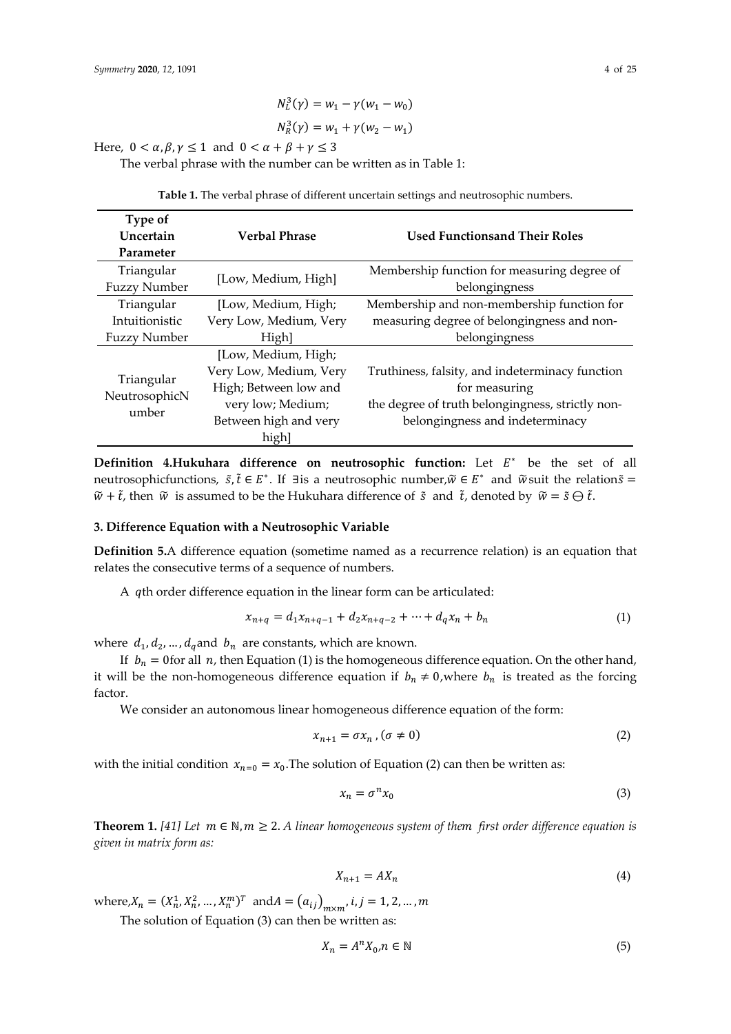$$N_L^3(\gamma) = w_1 - \gamma(w_1 - w_0)$$

$$N_R^3(\gamma) = w_1 + \gamma(w_2 - w_1)$$

Here, $0 < \alpha, \beta, \gamma \le 1$ and $0 < \alpha + \beta + \gamma \le 3$

The verbal phrase with the number can be written as in Table 1:

**Table 1.** The verbal phrase of different uncertain settings and neutrosophic numbers.

| Type of Uncertain Parameter | Verbal Phrase | Used Functionsand Their Roles |
|---|---|---|
| Triangular Fuzzy Number | [Low, Medium, High] | Membership function for measuring degree of belongingness |
| Triangular Intuitionistic Fuzzy Number | [Low, Medium, High; Very Low, Medium, Very High] | Membership and non-membership function for measuring degree of belongingness and non-belongingness |
| Triangular NeutrosophicNumber | [Low, Medium, High; Very Low, Medium, Very High; Between low and very low; Medium; Between high and very high] | Truthiness, falsity, and indeterminacy function for measuring the degree of truth belongingness, strictly non-belongingness and indeterminacy |

**Definition 4.Hukuhara difference on neutrosophic function:** Let $E^*$ be the set of all neutrosophicfunctions, $\tilde{s}, \tilde{t} \in E^*$. If $\exists$is a neutrosophic number,$\tilde{w} \in E^*$ and $\tilde{w}$suit the relation$\tilde{s} = \tilde{w} + \tilde{t}$, then $\tilde{w}$ is assumed to be the Hukuhara difference of $\tilde{s}$ and $\tilde{t}$, denoted by $\tilde{w} = \tilde{s} \ominus \tilde{t}$.

### 3. Difference Equation with a Neutrosophic Variable

**Definition 5.**A difference equation (sometime named as a recurrence relation) is an equation that relates the consecutive terms of a sequence of numbers.

A $q$th order difference equation in the linear form can be articulated:

$$x_{n+q} = d_1 x_{n+q-1} + d_2 x_{n+q-2} + \cdots + d_q x_n + b_n \tag{1}$$

where $d_1, d_2, \ldots, d_q$and $b_n$ are constants, which are known.

If $b_n = 0$for all $n$, then Equation (1) is the homogeneous difference equation. On the other hand, it will be the non-homogeneous difference equation if $b_n \neq 0$,where $b_n$ is treated as the forcing factor.

We consider an autonomous linear homogeneous difference equation of the form:

$$x_{n+1} = \sigma x_n \, , (\sigma \neq 0) \tag{2}$$

with the initial condition $x_{n=0} = x_0$.The solution of Equation (2) can then be written as:

$$x_n = \sigma^n x_0 \tag{3}$$

**Theorem 1.** *[41] Let $m \in \mathbb{N}, m \ge 2$. A linear homogeneous system of them first order difference equation is given in matrix form as:*

$$X_{n+1} = AX_n \tag{4}$$

where,$X_n = (X_n^1, X_n^2, \ldots, X_n^m)^T$ and$A = (a_{ij})_{m \times m}, i, j = 1, 2, \ldots, m$

The solution of Equation (3) can then be written as:

$$X_n = A^n X_0, n \in \mathbb{N} \tag{5}$$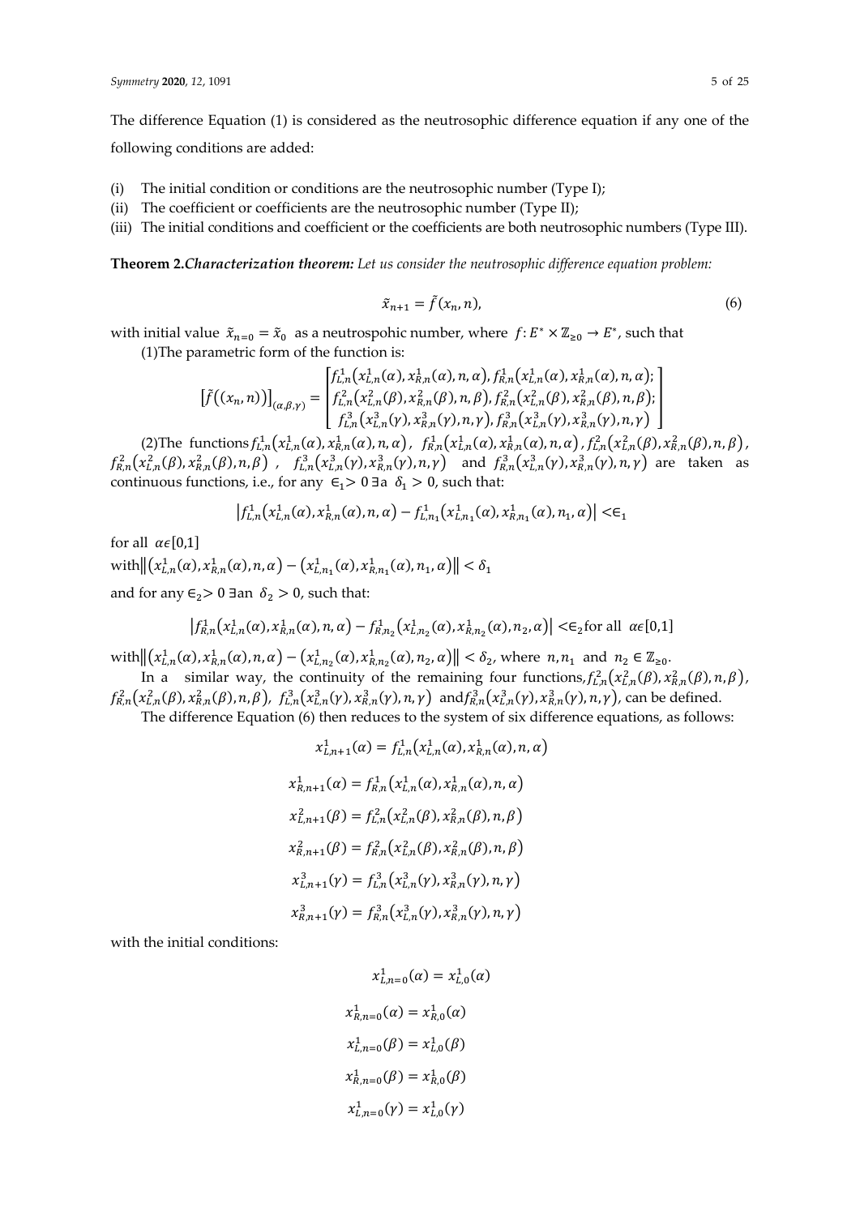The difference Equation (1) is considered as the neutrosophic difference equation if any one of the following conditions are added:

(i) The initial condition or conditions are the neutrosophic number (Type I);
(ii) The coefficient or coefficients are the neutrosophic number (Type II);
(iii) The initial conditions and coefficient or the coefficients are both neutrosophic numbers (Type III).

**Theorem 2.** ***Characterization theorem:*** *Let us consider the neutrosophic difference equation problem:*

$$\tilde{x}_{n+1} = \tilde{f}(x_n, n), \tag{6}$$

with initial value $\tilde{x}_{n=0} = \tilde{x}_0$ as a neutrospohic number, where $f: E^* \times \mathbb{Z}_{\geq 0} \to E^*$, such that

(1)The parametric form of the function is:

$$\left[\tilde{f}((x_n, n))\right]_{(\alpha,\beta,\gamma)} = \begin{bmatrix} f^1_{L,n}\left(x^1_{L,n}(\alpha), x^1_{R,n}(\alpha), n, \alpha\right), f^1_{R,n}\left(x^1_{L,n}(\alpha), x^1_{R,n}(\alpha), n, \alpha\right); \\ f^2_{L,n}\left(x^2_{L,n}(\beta), x^2_{R,n}(\beta), n, \beta\right), f^2_{R,n}\left(x^2_{L,n}(\beta), x^2_{R,n}(\beta), n, \beta\right); \\ f^3_{L,n}\left(x^3_{L,n}(\gamma), x^3_{R,n}(\gamma), n, \gamma\right), f^3_{R,n}\left(x^3_{L,n}(\gamma), x^3_{R,n}(\gamma), n, \gamma\right) \end{bmatrix}$$

(2)The functions $f^1_{L,n}\left(x^1_{L,n}(\alpha), x^1_{R,n}(\alpha), n, \alpha\right)$, $f^1_{R,n}\left(x^1_{L,n}(\alpha), x^1_{R,n}(\alpha), n, \alpha\right)$, $f^2_{L,n}\left(x^2_{L,n}(\beta), x^2_{R,n}(\beta), n, \beta\right)$, $f^2_{R,n}\left(x^2_{L,n}(\beta), x^2_{R,n}(\beta), n, \beta\right)$, $f^3_{L,n}\left(x^3_{L,n}(\gamma), x^3_{R,n}(\gamma), n, \gamma\right)$ and $f^3_{R,n}\left(x^3_{L,n}(\gamma), x^3_{R,n}(\gamma), n, \gamma\right)$ are taken as continuous functions, i.e., for any $\epsilon_1 > 0$ $\exists$ a $\delta_1 > 0$, such that:

$$\left|f^1_{L,n}\left(x^1_{L,n}(\alpha), x^1_{R,n}(\alpha), n, \alpha\right) - f^1_{L,n_1}\left(x^1_{L,n_1}(\alpha), x^1_{R,n_1}(\alpha), n_1, \alpha\right)\right| < \epsilon_1$$

for all $\alpha \epsilon [0,1]$

with $\left\|\left(x^1_{L,n}(\alpha), x^1_{R,n}(\alpha), n, \alpha\right) - \left(x^1_{L,n_1}(\alpha), x^1_{R,n_1}(\alpha), n_1, \alpha\right)\right\| < \delta_1$

and for any $\epsilon_2 > 0$ $\exists$ an $\delta_2 > 0$, such that:

$$\left|f^1_{R,n}\left(x^1_{L,n}(\alpha), x^1_{R,n}(\alpha), n, \alpha\right) - f^1_{R,n_2}\left(x^1_{L,n_2}(\alpha), x^1_{R,n_2}(\alpha), n_2, \alpha\right)\right| < \epsilon_2 \text{ for all } \alpha \epsilon [0,1]$$

with $\left\|\left(x^1_{L,n}(\alpha), x^1_{R,n}(\alpha), n, \alpha\right) - \left(x^1_{L,n_2}(\alpha), x^1_{R,n_2}(\alpha), n_2, \alpha\right)\right\| < \delta_2$, where $n, n_1$ and $n_2 \in \mathbb{Z}_{\geq 0}$.

In a similar way, the continuity of the remaining four functions, $f^2_{L,n}\left(x^2_{L,n}(\beta), x^2_{R,n}(\beta), n, \beta\right)$, $f^2_{R,n}\left(x^2_{L,n}(\beta), x^2_{R,n}(\beta), n, \beta\right)$, $f^3_{L,n}\left(x^3_{L,n}(\gamma), x^3_{R,n}(\gamma), n, \gamma\right)$ and $f^3_{R,n}\left(x^3_{L,n}(\gamma), x^3_{R,n}(\gamma), n, \gamma\right)$, can be defined.

The difference Equation (6) then reduces to the system of six difference equations, as follows:

$$x^1_{L,n+1}(\alpha) = f^1_{L,n}\left(x^1_{L,n}(\alpha), x^1_{R,n}(\alpha), n, \alpha\right)$$

$$x^1_{R,n+1}(\alpha) = f^1_{R,n}\left(x^1_{L,n}(\alpha), x^1_{R,n}(\alpha), n, \alpha\right)$$

$$x^2_{L,n+1}(\beta) = f^2_{L,n}\left(x^2_{L,n}(\beta), x^2_{R,n}(\beta), n, \beta\right)$$

$$x^2_{R,n+1}(\beta) = f^2_{R,n}\left(x^2_{L,n}(\beta), x^2_{R,n}(\beta), n, \beta\right)$$

$$x^3_{L,n+1}(\gamma) = f^3_{L,n}\left(x^3_{L,n}(\gamma), x^3_{R,n}(\gamma), n, \gamma\right)$$

$$x^3_{R,n+1}(\gamma) = f^3_{R,n}\left(x^3_{L,n}(\gamma), x^3_{R,n}(\gamma), n, \gamma\right)$$

with the initial conditions:

$$x^1_{L,n=0}(\alpha) = x^1_{L,0}(\alpha)$$

$$x^1_{R,n=0}(\alpha) = x^1_{R,0}(\alpha)$$

$$x^1_{L,n=0}(\beta) = x^1_{L,0}(\beta)$$

$$x^1_{R,n=0}(\beta) = x^1_{R,0}(\beta)$$

$$x^1_{L,n=0}(\gamma) = x^1_{L,0}(\gamma)$$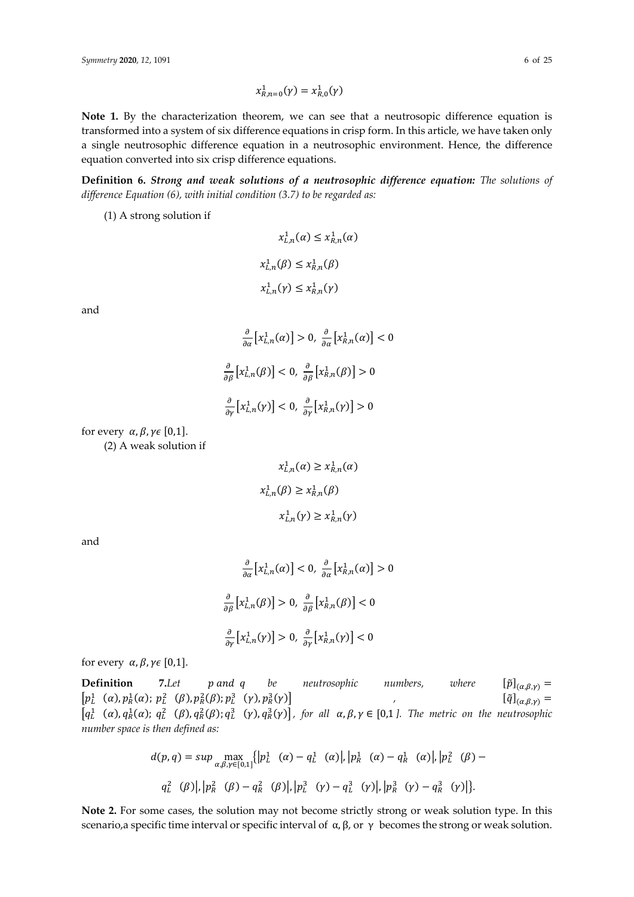$$x^1_{R,n=0}(\gamma) = x^1_{R,0}(\gamma)$$

**Note 1.** By the characterization theorem, we can see that a neutrosopic difference equation is transformed into a system of six difference equations in crisp form. In this article, we have taken only a single neutrosophic difference equation in a neutrosophic environment. Hence, the difference equation converted into six crisp difference equations.

**Definition 6.** ***Strong and weak solutions of a neutrosophic difference equation:*** *The solutions of difference Equation (6), with initial condition (3.7) to be regarded as:*

(1) A strong solution if

$$x^1_{L,n}(\alpha) \le x^1_{R,n}(\alpha)$$

$$x^1_{L,n}(\beta) \le x^1_{R,n}(\beta)$$

$$x^1_{L,n}(\gamma) \le x^1_{R,n}(\gamma)$$

and

$$\frac{\partial}{\partial\alpha}\left[x^1_{L,n}(\alpha)\right] > 0,\ \frac{\partial}{\partial\alpha}\left[x^1_{R,n}(\alpha)\right] < 0$$

$$\frac{\partial}{\partial\beta}\left[x^1_{L,n}(\beta)\right] < 0,\ \frac{\partial}{\partial\beta}\left[x^1_{R,n}(\beta)\right] > 0$$

$$\frac{\partial}{\partial\gamma}\left[x^1_{L,n}(\gamma)\right] < 0,\ \frac{\partial}{\partial\gamma}\left[x^1_{R,n}(\gamma)\right] > 0$$

for every $\alpha, \beta, \gamma \epsilon\ [0,1]$.

(2) A weak solution if

$$x^1_{L,n}(\alpha) \ge x^1_{R,n}(\alpha)$$

$$x^1_{L,n}(\beta) \ge x^1_{R,n}(\beta)$$

$$x^1_{L,n}(\gamma) \ge x^1_{R,n}(\gamma)$$

and

$$\frac{\partial}{\partial\alpha}\left[x^1_{L,n}(\alpha)\right] < 0,\ \frac{\partial}{\partial\alpha}\left[x^1_{R,n}(\alpha)\right] > 0$$

$$\frac{\partial}{\partial\beta}\left[x^1_{L,n}(\beta)\right] > 0,\ \frac{\partial}{\partial\beta}\left[x^1_{R,n}(\beta)\right] < 0$$

$$\frac{\partial}{\partial\gamma}\left[x^1_{L,n}(\gamma)\right] > 0,\ \frac{\partial}{\partial\gamma}\left[x^1_{R,n}(\gamma)\right] < 0$$

for every $\alpha, \beta, \gamma \epsilon\ [0,1]$.

**Definition 7.** *Let $p$ and $q$ be neutrosophic numbers, where $[\tilde{p}]_{(\alpha,\beta,\gamma)} = \left[p^1_L(\alpha), p^1_R(\alpha);\ p^2_L(\beta), p^2_R(\beta); p^3_L(\gamma), p^3_R(\gamma)\right]$, $[\tilde{q}]_{(\alpha,\beta,\gamma)} = \left[q^1_L(\alpha), q^1_R(\alpha);\ q^2_L(\beta), q^2_R(\beta); q^3_L(\gamma), q^3_R(\gamma)\right]$, for all $\alpha, \beta, \gamma \in [0,1]$. The metric on the neutrosophic number space is then defined as:*

$$d(p,q) = sup \max_{\alpha,\beta,\gamma\in[0,1]}\left\{\left|p^1_L(\alpha) - q^1_L(\alpha)\right|, \left|p^1_R(\alpha) - q^1_R(\alpha)\right|, \left|p^2_L(\beta) - q^2_L(\beta)\right|, \left|p^2_R(\beta) - q^2_R(\beta)\right|, \left|p^3_L(\gamma) - q^3_L(\gamma)\right|, \left|p^3_R(\gamma) - q^3_R(\gamma)\right|\right\}.$$

**Note 2.** For some cases, the solution may not become strictly strong or weak solution type. In this scenario,a specific time interval or specific interval of $\alpha$, $\beta$, or $\gamma$ becomes the strong or weak solution.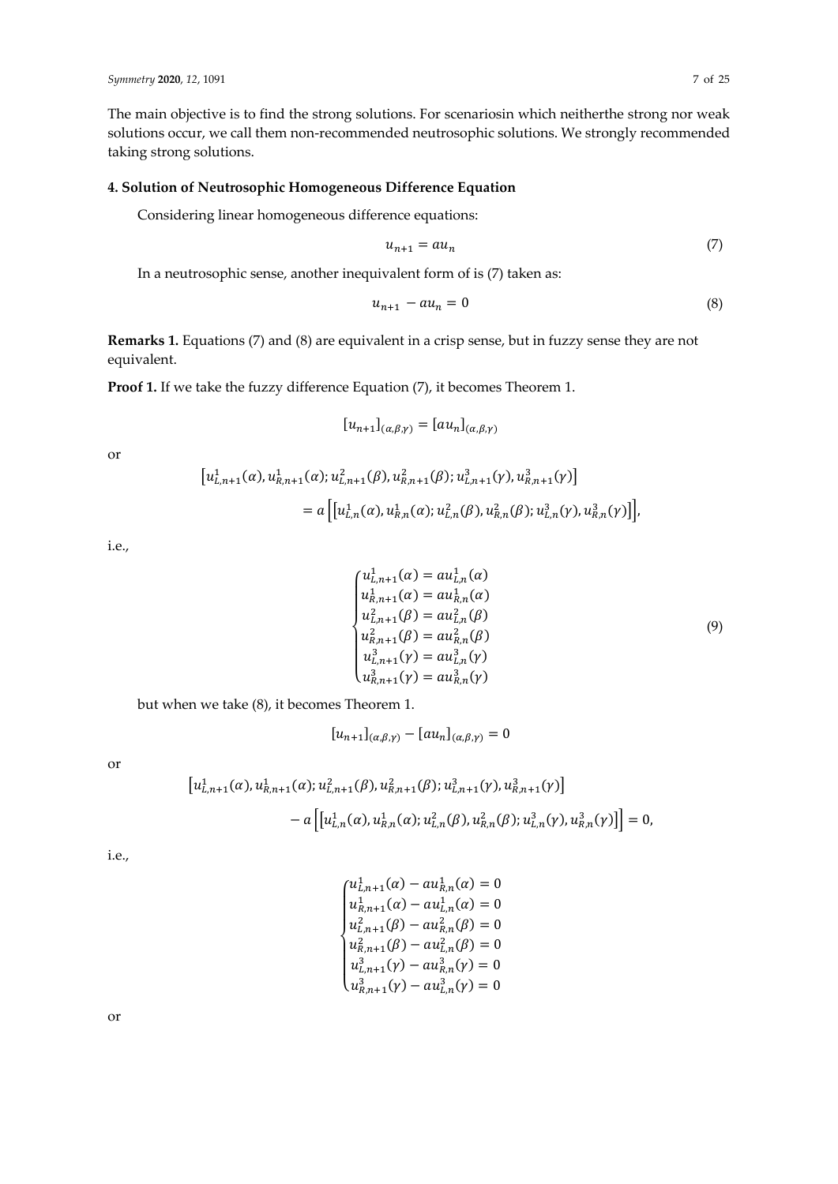The main objective is to find the strong solutions. For scenariosin which neitherthe strong nor weak solutions occur, we call them non-recommended neutrosophic solutions. We strongly recommended taking strong solutions.

## 4. Solution of Neutrosophic Homogeneous Difference Equation

Considering linear homogeneous difference equations:

$$u_{n+1} = au_n \tag{7}$$

In a neutrosophic sense, another inequivalent form of is (7) taken as:

$$u_{n+1} - au_n = 0 \tag{8}$$

**Remarks 1.** Equations (7) and (8) are equivalent in a crisp sense, but in fuzzy sense they are not equivalent.

**Proof 1.** If we take the fuzzy difference Equation (7), it becomes Theorem 1.

$$[u_{n+1}]_{(\alpha,\beta,\gamma)} = [au_n]_{(\alpha,\beta,\gamma)}$$

or

$$\begin{aligned}&\left[u^1_{L,n+1}(\alpha), u^1_{R,n+1}(\alpha); u^2_{L,n+1}(\beta), u^2_{R,n+1}(\beta); u^3_{L,n+1}(\gamma), u^3_{R,n+1}(\gamma)\right] \\ &\quad = a\left[\left[u^1_{L,n}(\alpha), u^1_{R,n}(\alpha); u^2_{L,n}(\beta), u^2_{R,n}(\beta); u^3_{L,n}(\gamma), u^3_{R,n}(\gamma)\right]\right],\end{aligned}$$

i.e.,

$$\begin{cases} u^1_{L,n+1}(\alpha) = au^1_{L,n}(\alpha) \\ u^1_{R,n+1}(\alpha) = au^1_{R,n}(\alpha) \\ u^2_{L,n+1}(\beta) = au^2_{L,n}(\beta) \\ u^2_{R,n+1}(\beta) = au^2_{R,n}(\beta) \\ u^3_{L,n+1}(\gamma) = au^3_{L,n}(\gamma) \\ u^3_{R,n+1}(\gamma) = au^3_{R,n}(\gamma) \end{cases} \tag{9}$$

but when we take (8), it becomes Theorem 1.

$$[u_{n+1}]_{(\alpha,\beta,\gamma)} - [au_n]_{(\alpha,\beta,\gamma)} = 0$$

or

$$\begin{aligned}&\left[u^1_{L,n+1}(\alpha), u^1_{R,n+1}(\alpha); u^2_{L,n+1}(\beta), u^2_{R,n+1}(\beta); u^3_{L,n+1}(\gamma), u^3_{R,n+1}(\gamma)\right] \\ &\quad - a\left[\left[u^1_{L,n}(\alpha), u^1_{R,n}(\alpha); u^2_{L,n}(\beta), u^2_{R,n}(\beta); u^3_{L,n}(\gamma), u^3_{R,n}(\gamma)\right]\right] = 0,\end{aligned}$$

i.e.,

$$\begin{cases} u^1_{L,n+1}(\alpha) - au^1_{R,n}(\alpha) = 0 \\ u^1_{R,n+1}(\alpha) - au^1_{L,n}(\alpha) = 0 \\ u^2_{L,n+1}(\beta) - au^2_{R,n}(\beta) = 0 \\ u^2_{R,n+1}(\beta) - au^2_{L,n}(\beta) = 0 \\ u^3_{L,n+1}(\gamma) - au^3_{R,n}(\gamma) = 0 \\ u^3_{R,n+1}(\gamma) - au^3_{L,n}(\gamma) = 0 \end{cases}$$

or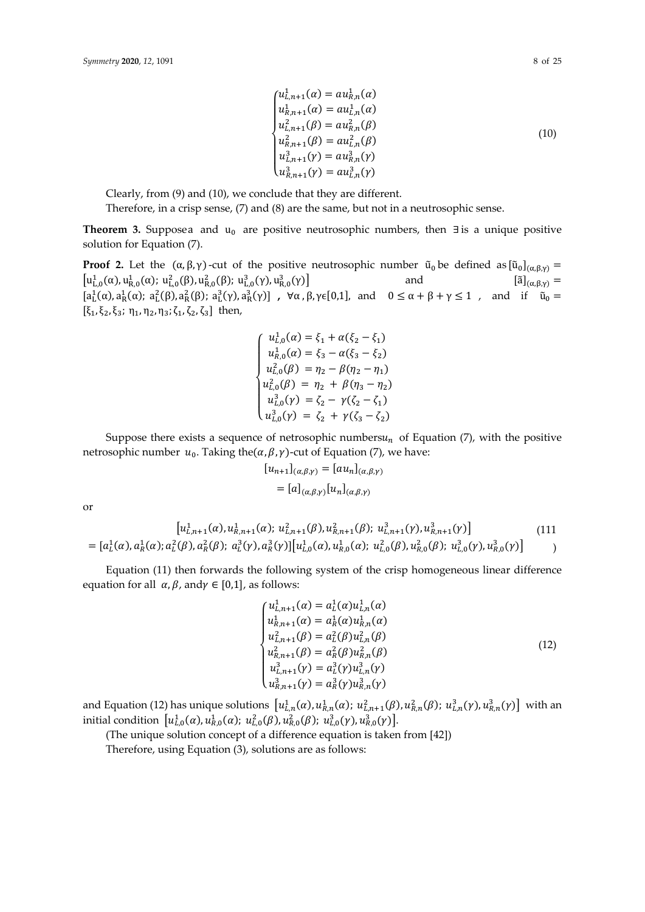$$
\begin{cases}
u_{L,n+1}^{1}(\alpha) = a u_{R,n}^{1}(\alpha) \\
u_{R,n+1}^{1}(\alpha) = a u_{L,n}^{1}(\alpha) \\
u_{L,n+1}^{2}(\beta) = a u_{R,n}^{2}(\beta) \\
u_{R,n+1}^{2}(\beta) = a u_{L,n}^{2}(\beta) \\
u_{L,n+1}^{3}(\gamma) = a u_{R,n}^{3}(\gamma) \\
u_{R,n+1}^{3}(\gamma) = a u_{L,n}^{3}(\gamma)
\end{cases}
\tag{10}
$$

Clearly, from (9) and (10), we conclude that they are different.

Therefore, in a crisp sense, (7) and (8) are the same, but not in a neutrosophic sense.

**Theorem 3.** *Suppose* $a$ *and* $u_0$ *are positive neutrosophic numbers, then* $\exists$ *is a unique positive solution for Equation (7).*

**Proof 2.** Let the $(\alpha, \beta, \gamma)$-cut of the positive neutrosophic number $\tilde{u}_0$ be defined as $[\tilde{u}_0]_{(\alpha,\beta,\gamma)} = \left[u_{L,0}^{1}(\alpha), u_{R,0}^{1}(\alpha);\ u_{L,0}^{2}(\beta), u_{R,0}^{2}(\beta);\ u_{L,0}^{3}(\gamma), u_{R,0}^{3}(\gamma)\right]$ and $[\tilde{a}]_{(\alpha,\beta,\gamma)} = [a_L^1(\alpha), a_R^1(\alpha);\ a_L^2(\beta), a_R^2(\beta);\ a_L^3(\gamma), a_R^3(\gamma)]$ , $\forall \alpha, \beta, \gamma \epsilon [0,1]$, and $0 \le \alpha + \beta + \gamma \le 1$ , and if $\tilde{u}_0 = [\xi_1, \xi_2, \xi_3;\ \eta_1, \eta_2, \eta_3; \zeta_1, \zeta_2, \zeta_3]$ then,

$$
\begin{cases}
u_{L,0}^{1}(\alpha) = \xi_1 + \alpha(\xi_2 - \xi_1) \\
u_{R,0}^{1}(\alpha) = \xi_3 - \alpha(\xi_3 - \xi_2) \\
u_{L,0}^{2}(\beta) = \eta_2 - \beta(\eta_2 - \eta_1) \\
u_{L,0}^{2}(\beta) = \eta_2 + \beta(\eta_3 - \eta_2) \\
u_{L,0}^{3}(\gamma) = \zeta_2 - \gamma(\zeta_2 - \zeta_1) \\
u_{L,0}^{3}(\gamma) = \zeta_2 + \gamma(\zeta_3 - \zeta_2)
\end{cases}
$$

Suppose there exists a sequence of netrosophic numbers $u_n$ of Equation (7), with the positive netrosophic number $u_0$. Taking the $(\alpha, \beta, \gamma)$-cut of Equation (7), we have:

$$
\begin{aligned}
[u_{n+1}]_{(\alpha,\beta,\gamma)} &= [a u_n]_{(\alpha,\beta,\gamma)} \\
&= [a]_{(\alpha,\beta,\gamma)} [u_n]_{(\alpha,\beta,\gamma)}
\end{aligned}
$$

or

$$
\begin{aligned}
&\left[u_{L,n+1}^{1}(\alpha), u_{R,n+1}^{1}(\alpha);\ u_{L,n+1}^{2}(\beta), u_{R,n+1}^{2}(\beta);\ u_{L,n+1}^{3}(\gamma), u_{R,n+1}^{3}(\gamma)\right] \\
&= [a_L^1(\alpha), a_R^1(\alpha); a_L^2(\beta), a_R^2(\beta);\ a_L^3(\gamma), a_R^3(\gamma)]\left[u_{L,0}^{1}(\alpha), u_{R,0}^{1}(\alpha);\ u_{L,0}^{2}(\beta), u_{R,0}^{2}(\beta);\ u_{L,0}^{3}(\gamma), u_{R,0}^{3}(\gamma)\right]
\end{aligned}
\tag{11}
$$

Equation (11) then forwards the following system of the crisp homogeneous linear difference equation for all $\alpha, \beta$, and $\gamma \in [0,1]$, as follows:

$$
\begin{cases}
u_{L,n+1}^{1}(\alpha) = a_L^1(\alpha) u_{L,n}^{1}(\alpha) \\
u_{R,n+1}^{1}(\alpha) = a_R^1(\alpha) u_{R,n}^{1}(\alpha) \\
u_{L,n+1}^{2}(\beta) = a_L^2(\beta) u_{L,n}^{2}(\beta) \\
u_{R,n+1}^{2}(\beta) = a_R^2(\beta) u_{R,n}^{2}(\beta) \\
u_{L,n+1}^{3}(\gamma) = a_L^3(\gamma) u_{L,n}^{3}(\gamma) \\
u_{R,n+1}^{3}(\gamma) = a_R^3(\gamma) u_{R,n}^{3}(\gamma)
\end{cases}
\tag{12}
$$

and Equation (12) has unique solutions $\left[u_{L,n}^{1}(\alpha), u_{R,n}^{1}(\alpha);\ u_{L,n+1}^{2}(\beta), u_{R,n}^{2}(\beta);\ u_{L,n}^{3}(\gamma), u_{R,n}^{3}(\gamma)\right]$ with an initial condition $\left[u_{L,0}^{1}(\alpha), u_{R,0}^{1}(\alpha);\ u_{L,0}^{2}(\beta), u_{R,0}^{2}(\beta);\ u_{L,0}^{3}(\gamma), u_{R,0}^{3}(\gamma)\right]$.

(The unique solution concept of a difference equation is taken from [42])

Therefore, using Equation (3), solutions are as follows: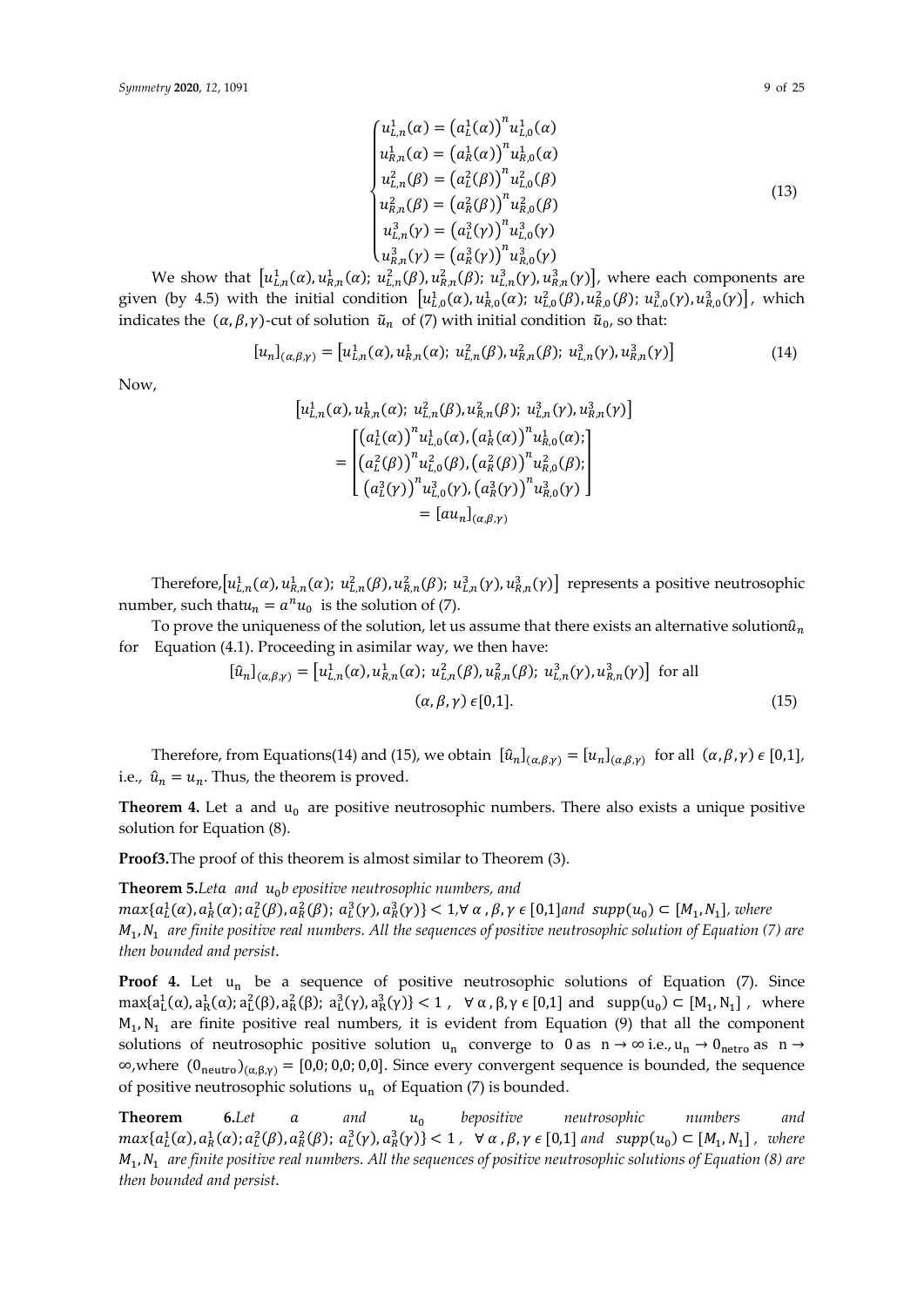$$
\begin{cases}
u_{L,n}^{1}(\alpha) = \left(a_L^1(\alpha)\right)^n u_{L,0}^{1}(\alpha) \\
u_{R,n}^{1}(\alpha) = \left(a_R^1(\alpha)\right)^n u_{R,0}^{1}(\alpha) \\
u_{L,n}^{2}(\beta) = \left(a_L^2(\beta)\right)^n u_{L,0}^{2}(\beta) \\
u_{R,n}^{2}(\beta) = \left(a_R^2(\beta)\right)^n u_{R,0}^{2}(\beta) \\
u_{L,n}^{3}(\gamma) = \left(a_L^3(\gamma)\right)^n u_{L,0}^{3}(\gamma) \\
u_{R,n}^{3}(\gamma) = \left(a_R^3(\gamma)\right)^n u_{R,0}^{3}(\gamma)
\end{cases}
\tag{13}
$$

We show that $\left[u_{L,n}^1(\alpha), u_{R,n}^1(\alpha);\ u_{L,n}^2(\beta), u_{R,n}^2(\beta);\ u_{L,n}^3(\gamma), u_{R,n}^3(\gamma)\right]$, where each components are given (by 4.5) with the initial condition $\left[u_{L,0}^1(\alpha), u_{R,0}^1(\alpha);\ u_{L,0}^2(\beta), u_{R,0}^2(\beta);\ u_{L,0}^3(\gamma), u_{R,0}^3(\gamma)\right]$, which indicates the $(\alpha,\beta,\gamma)$-cut of solution $\tilde{u}_n$ of (7) with initial condition $\tilde{u}_0$, so that:

$$
[u_n]_{(\alpha,\beta,\gamma)} = \left[u_{L,n}^1(\alpha), u_{R,n}^1(\alpha);\ u_{L,n}^2(\beta), u_{R,n}^2(\beta);\ u_{L,n}^3(\gamma), u_{R,n}^3(\gamma)\right] \tag{14}
$$

Now,

$$
\begin{gathered}
\left[u_{L,n}^1(\alpha), u_{R,n}^1(\alpha);\ u_{L,n}^2(\beta), u_{R,n}^2(\beta);\ u_{L,n}^3(\gamma), u_{R,n}^3(\gamma)\right] \\
= \begin{bmatrix}
\left(a_L^1(\alpha)\right)^n u_{L,0}^1(\alpha), \left(a_R^1(\alpha)\right)^n u_{R,0}^1(\alpha); \\
\left(a_L^2(\beta)\right)^n u_{L,0}^2(\beta), \left(a_R^2(\beta)\right)^n u_{R,0}^2(\beta); \\
\left(a_L^3(\gamma)\right)^n u_{L,0}^3(\gamma), \left(a_R^3(\gamma)\right)^n u_{R,0}^3(\gamma)
\end{bmatrix} \\
= [au_n]_{(\alpha,\beta,\gamma)}
\end{gathered}
$$

Therefore, $\left[u_{L,n}^1(\alpha), u_{R,n}^1(\alpha);\ u_{L,n}^2(\beta), u_{R,n}^2(\beta);\ u_{L,n}^3(\gamma), u_{R,n}^3(\gamma)\right]$ represents a positive neutrosophic number, such that $u_n = a^n u_0$ is the solution of (7).

To prove the uniqueness of the solution, let us assume that there exists an alternative solution $\hat{u}_n$ for Equation (4.1). Proceeding in a similar way, we then have:

$$
[\hat{u}_n]_{(\alpha,\beta,\gamma)} = \left[u_{L,n}^1(\alpha), u_{R,n}^1(\alpha);\ u_{L,n}^2(\beta), u_{R,n}^2(\beta);\ u_{L,n}^3(\gamma), u_{R,n}^3(\gamma)\right] \text{ for all } (\alpha,\beta,\gamma) \in [0,1]. \tag{15}
$$

Therefore, from Equations (14) and (15), we obtain $[\hat{u}_n]_{(\alpha,\beta,\gamma)} = [u_n]_{(\alpha,\beta,\gamma)}$ for all $(\alpha,\beta,\gamma) \in [0,1]$, i.e., $\hat{u}_n = u_n$. Thus, the theorem is proved.

**Theorem 4.** Let a and $u_0$ are positive neutrosophic numbers. There also exists a unique positive solution for Equation (8).

**Proof 3.** The proof of this theorem is almost similar to Theorem (3).

**Theorem 5.** *Let a and $u_0$ be positive neutrosophic numbers, and $max\{a_L^1(\alpha), a_R^1(\alpha); a_L^2(\beta), a_R^2(\beta);\ a_L^3(\gamma), a_R^3(\gamma)\} < 1, \forall\ \alpha, \beta, \gamma \in [0,1]$ and $supp(u_0) \subset [M_1, N_1]$, where $M_1, N_1$ are finite positive real numbers. All the sequences of positive neutrosophic solution of Equation (7) are then bounded and persist.*

**Proof 4.** Let $u_n$ be a sequence of positive neutrosophic solutions of Equation (7). Since $\max\{a_L^1(\alpha), a_R^1(\alpha); a_L^2(\beta), a_R^2(\beta);\ a_L^3(\gamma), a_R^3(\gamma)\} < 1$, $\forall\ \alpha, \beta, \gamma \in [0,1]$ and $supp(u_0) \subset [M_1, N_1]$, where $M_1, N_1$ are finite positive real numbers, it is evident from Equation (9) that all the component solutions of neutrosophic positive solution $u_n$ converge to 0 as $n \to \infty$ i.e., $u_n \to 0_{netro}$ as $n \to \infty$, where $(0_{neutro})_{(\alpha,\beta,\gamma)} = [0,0; 0,0; 0,0]$. Since every convergent sequence is bounded, the sequence of positive neutrosophic solutions $u_n$ of Equation (7) is bounded.

**Theorem 6.** *Let a and $u_0$ be positive neutrosophic numbers and $max\{a_L^1(\alpha), a_R^1(\alpha); a_L^2(\beta), a_R^2(\beta);\ a_L^3(\gamma), a_R^3(\gamma)\} < 1$, $\forall\ \alpha, \beta, \gamma \in [0,1]$ and $supp(u_0) \subset [M_1, N_1]$, where $M_1, N_1$ are finite positive real numbers. All the sequences of positive neutrosophic solutions of Equation (8) are then bounded and persist.*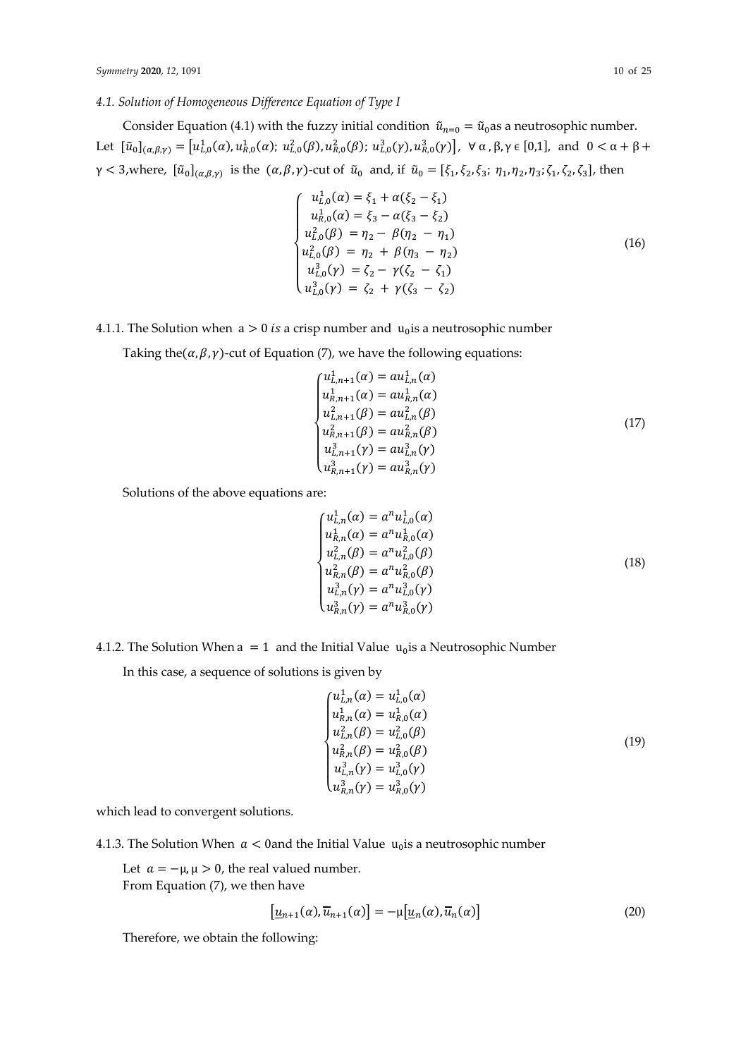### 4.1. Solution of Homogeneous Difference Equation of Type I

Consider Equation (4.1) with the fuzzy initial condition $\tilde{u}_{n=0} = \tilde{u}_0$ as a neutrosophic number. Let $[\tilde{u}_0]_{(\alpha,\beta,\gamma)} = [u_{L,0}^1(\alpha), u_{R,0}^1(\alpha); u_{L,0}^2(\beta), u_{R,0}^2(\beta); u_{L,0}^3(\gamma), u_{R,0}^3(\gamma)]$, $\forall\, \alpha, \beta, \gamma \in [0,1]$, and $0 < \alpha + \beta + \gamma < 3$, where, $[\tilde{u}_0]_{(\alpha,\beta,\gamma)}$ is the $(\alpha,\beta,\gamma)$-cut of $\tilde{u}_0$ and, if $\tilde{u}_0 = [\xi_1, \xi_2, \xi_3; \eta_1, \eta_2, \eta_3; \zeta_1, \zeta_2, \zeta_3]$, then

$$
\begin{cases}
u_{L,0}^1(\alpha) = \xi_1 + \alpha(\xi_2 - \xi_1) \\
u_{R,0}^1(\alpha) = \xi_3 - \alpha(\xi_3 - \xi_2) \\
u_{L,0}^2(\beta) = \eta_2 - \beta(\eta_2 - \eta_1) \\
u_{L,0}^2(\beta) = \eta_2 + \beta(\eta_3 - \eta_2) \\
u_{L,0}^3(\gamma) = \zeta_2 - \gamma(\zeta_2 - \zeta_1) \\
u_{L,0}^3(\gamma) = \zeta_2 + \gamma(\zeta_3 - \zeta_2)
\end{cases}
\tag{16}
$$

4.1.1. The Solution when $a > 0$ *is* a crisp number and $u_0$ is a neutrosophic number

Taking the $(\alpha,\beta,\gamma)$-cut of Equation (7), we have the following equations:

$$
\begin{cases}
u_{L,n+1}^1(\alpha) = a u_{L,n}^1(\alpha) \\
u_{R,n+1}^1(\alpha) = a u_{R,n}^1(\alpha) \\
u_{L,n+1}^2(\beta) = a u_{L,n}^2(\beta) \\
u_{R,n+1}^2(\beta) = a u_{R,n}^2(\beta) \\
u_{L,n+1}^3(\gamma) = a u_{L,n}^3(\gamma) \\
u_{R,n+1}^3(\gamma) = a u_{R,n}^3(\gamma)
\end{cases}
\tag{17}
$$

Solutions of the above equations are:

$$
\begin{cases}
u_{L,n}^1(\alpha) = a^n u_{L,0}^1(\alpha) \\
u_{R,n}^1(\alpha) = a^n u_{R,0}^1(\alpha) \\
u_{L,n}^2(\beta) = a^n u_{L,0}^2(\beta) \\
u_{R,n}^2(\beta) = a^n u_{R,0}^2(\beta) \\
u_{L,n}^3(\gamma) = a^n u_{L,0}^3(\gamma) \\
u_{R,n}^3(\gamma) = a^n u_{R,0}^3(\gamma)
\end{cases}
\tag{18}
$$

4.1.2. The Solution When $a = 1$ and the Initial Value $u_0$ is a Neutrosophic Number

In this case, a sequence of solutions is given by

$$
\begin{cases}
u_{L,n}^1(\alpha) = u_{L,0}^1(\alpha) \\
u_{R,n}^1(\alpha) = u_{R,0}^1(\alpha) \\
u_{L,n}^2(\beta) = u_{L,0}^2(\beta) \\
u_{R,n}^2(\beta) = u_{R,0}^2(\beta) \\
u_{L,n}^3(\gamma) = u_{L,0}^3(\gamma) \\
u_{R,n}^3(\gamma) = u_{R,0}^3(\gamma)
\end{cases}
\tag{19}
$$

which lead to convergent solutions.

4.1.3. The Solution When $a < 0$ and the Initial Value $u_0$ is a neutrosophic number

Let $a = -\mu, \mu > 0$, the real valued number.
From Equation (7), we then have

$$
[\underline{u}_{n+1}(\alpha), \overline{u}_{n+1}(\alpha)] = -\mu[\underline{u}_n(\alpha), \overline{u}_n(\alpha)]
\tag{20}
$$

Therefore, we obtain the following: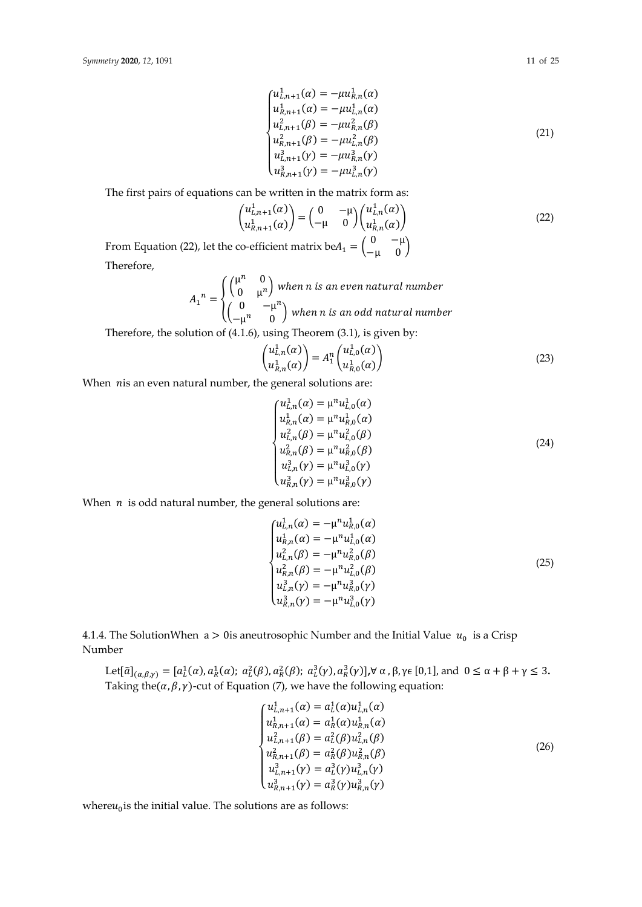$$
\begin{cases}
u_{L,n+1}^{1}(\alpha) = -\mu u_{R,n}^{1}(\alpha) \\
u_{R,n+1}^{1}(\alpha) = -\mu u_{L,n}^{1}(\alpha) \\
u_{L,n+1}^{2}(\beta) = -\mu u_{R,n}^{2}(\beta) \\
u_{R,n+1}^{2}(\beta) = -\mu u_{L,n}^{2}(\beta) \\
u_{L,n+1}^{3}(\gamma) = -\mu u_{R,n}^{3}(\gamma) \\
u_{R,n+1}^{3}(\gamma) = -\mu u_{L,n}^{3}(\gamma)
\end{cases}
\tag{21}
$$

The first pairs of equations can be written in the matrix form as:

$$
\begin{pmatrix} u_{L,n+1}^{1}(\alpha) \\ u_{R,n+1}^{1}(\alpha) \end{pmatrix} = \begin{pmatrix} 0 & -\mu \\ -\mu & 0 \end{pmatrix} \begin{pmatrix} u_{L,n}^{1}(\alpha) \\ u_{R,n}^{1}(\alpha) \end{pmatrix}
\tag{22}
$$

From Equation (22), let the co-efficient matrix be $A_1 = \begin{pmatrix} 0 & -\mu \\ -\mu & 0 \end{pmatrix}$

Therefore,

$$
A_1{}^{n} = \begin{cases} \begin{pmatrix} \mu^{n} & 0 \\ 0 & \mu^{n} \end{pmatrix} \text{ when } n \text{ is an even natural number} \\ \begin{pmatrix} 0 & -\mu^{n} \\ -\mu^{n} & 0 \end{pmatrix} \text{ when } n \text{ is an odd natural number} \end{cases}
$$

Therefore, the solution of (4.1.6), using Theorem (3.1), is given by:

$$
\begin{pmatrix} u_{L,n}^{1}(\alpha) \\ u_{R,n}^{1}(\alpha) \end{pmatrix} = A_1^{n} \begin{pmatrix} u_{L,0}^{1}(\alpha) \\ u_{R,0}^{1}(\alpha) \end{pmatrix}
\tag{23}
$$

When $n$ is an even natural number, the general solutions are:

$$
\begin{cases}
u_{L,n}^{1}(\alpha) = \mu^{n} u_{L,0}^{1}(\alpha) \\
u_{R,n}^{1}(\alpha) = \mu^{n} u_{R,0}^{1}(\alpha) \\
u_{L,n}^{2}(\beta) = \mu^{n} u_{L,0}^{2}(\beta) \\
u_{R,n}^{2}(\beta) = \mu^{n} u_{R,0}^{2}(\beta) \\
u_{L,n}^{3}(\gamma) = \mu^{n} u_{L,0}^{3}(\gamma) \\
u_{R,n}^{3}(\gamma) = \mu^{n} u_{R,0}^{3}(\gamma)
\end{cases}
\tag{24}
$$

When $n$ is odd natural number, the general solutions are:

$$
\begin{cases}
u_{L,n}^{1}(\alpha) = -\mu^{n} u_{R,0}^{1}(\alpha) \\
u_{R,n}^{1}(\alpha) = -\mu^{n} u_{L,0}^{1}(\alpha) \\
u_{L,n}^{2}(\beta) = -\mu^{n} u_{R,0}^{2}(\beta) \\
u_{R,n}^{2}(\beta) = -\mu^{n} u_{L,0}^{2}(\beta) \\
u_{L,n}^{3}(\gamma) = -\mu^{n} u_{R,0}^{3}(\gamma) \\
u_{R,n}^{3}(\gamma) = -\mu^{n} u_{L,0}^{3}(\gamma)
\end{cases}
\tag{25}
$$

#### 4.1.4. The Solution When $a > 0$ is a neutrosophic Number and the Initial Value $u_0$ is a Crisp Number

Let $[\tilde{a}]_{(\alpha,\beta,\gamma)} = [a_L^1(\alpha), a_R^1(\alpha);\ a_L^2(\beta), a_R^2(\beta);\ a_L^3(\gamma), a_R^3(\gamma)], \forall\ \alpha, \beta, \gamma \epsilon\ [0,1]$, and $0 \le \alpha + \beta + \gamma \le 3$. Taking the $(\alpha, \beta, \gamma)$-cut of Equation (7), we have the following equation:

$$
\begin{cases}
u_{L,n+1}^{1}(\alpha) = a_L^{1}(\alpha) u_{L,n}^{1}(\alpha) \\
u_{R,n+1}^{1}(\alpha) = a_R^{1}(\alpha) u_{R,n}^{1}(\alpha) \\
u_{L,n+1}^{2}(\beta) = a_L^{2}(\beta) u_{L,n}^{2}(\beta) \\
u_{R,n+1}^{2}(\beta) = a_R^{2}(\beta) u_{R,n}^{2}(\beta) \\
u_{L,n+1}^{3}(\gamma) = a_L^{3}(\gamma) u_{L,n}^{3}(\gamma) \\
u_{R,n+1}^{3}(\gamma) = a_R^{3}(\gamma) u_{R,n}^{3}(\gamma)
\end{cases}
\tag{26}
$$

where $u_0$ is the initial value. The solutions are as follows: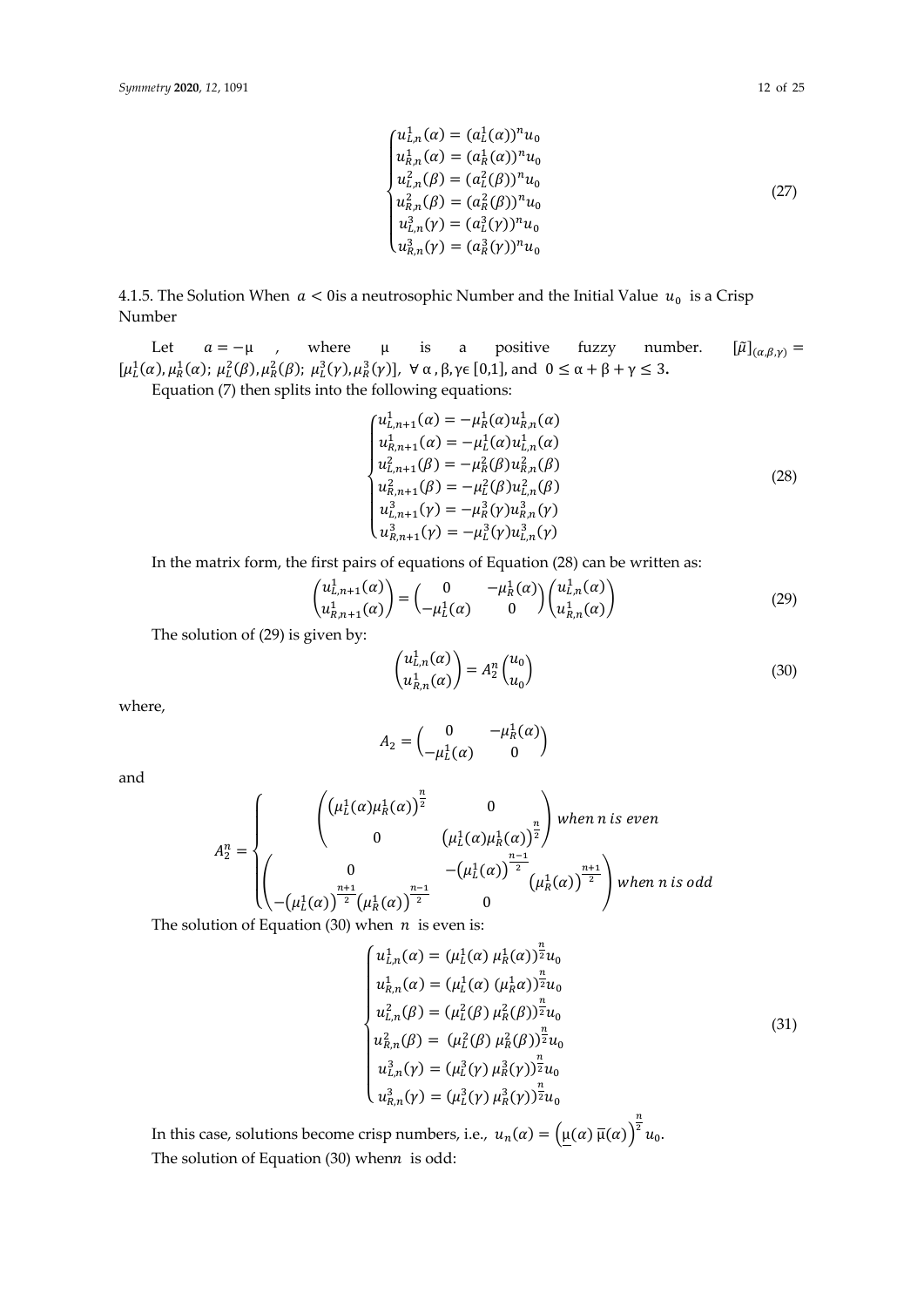$$\begin{cases} u_{L,n}^1(\alpha) = (a_L^1(\alpha))^n u_0 \\ u_{R,n}^1(\alpha) = (a_R^1(\alpha))^n u_0 \\ u_{L,n}^2(\beta) = (a_L^2(\beta))^n u_0 \\ u_{R,n}^2(\beta) = (a_R^2(\beta))^n u_0 \\ u_{L,n}^3(\gamma) = (a_L^3(\gamma))^n u_0 \\ u_{R,n}^3(\gamma) = (a_R^3(\gamma))^n u_0 \end{cases} \tag{27}$$

#### 4.1.5. The Solution When $a < 0$is a neutrosophic Number and the Initial Value $u_0$ is a Crisp Number

Let $a = -\mu$, where μ is a positive fuzzy number. $[\tilde{\mu}]_{(\alpha,\beta,\gamma)} = [\mu_L^1(\alpha), \mu_R^1(\alpha);\ \mu_L^2(\beta), \mu_R^2(\beta);\ \mu_L^3(\gamma), \mu_R^3(\gamma)],\ \forall\ \alpha, \beta, \gamma \epsilon\ [0,1]$, and $0 \leq \alpha + \beta + \gamma \leq 3$.

Equation (7) then splits into the following equations:

$$\begin{cases} u_{L,n+1}^1(\alpha) = -\mu_R^1(\alpha) u_{R,n}^1(\alpha) \\ u_{R,n+1}^1(\alpha) = -\mu_L^1(\alpha) u_{L,n}^1(\alpha) \\ u_{L,n+1}^2(\beta) = -\mu_R^2(\beta) u_{R,n}^2(\beta) \\ u_{R,n+1}^2(\beta) = -\mu_L^2(\beta) u_{L,n}^2(\beta) \\ u_{L,n+1}^3(\gamma) = -\mu_R^3(\gamma) u_{R,n}^3(\gamma) \\ u_{R,n+1}^3(\gamma) = -\mu_L^3(\gamma) u_{L,n}^3(\gamma) \end{cases} \tag{28}$$

In the matrix form, the first pairs of equations of Equation (28) can be written as:

$$\begin{pmatrix} u_{L,n+1}^1(\alpha) \\ u_{R,n+1}^1(\alpha) \end{pmatrix} = \begin{pmatrix} 0 & -\mu_R^1(\alpha) \\ -\mu_L^1(\alpha) & 0 \end{pmatrix} \begin{pmatrix} u_{L,n}^1(\alpha) \\ u_{R,n}^1(\alpha) \end{pmatrix} \tag{29}$$

The solution of (29) is given by:

$$\begin{pmatrix} u_{L,n}^1(\alpha) \\ u_{R,n}^1(\alpha) \end{pmatrix} = A_2^n \begin{pmatrix} u_0 \\ u_0 \end{pmatrix} \tag{30}$$

where,

$$A_2 = \begin{pmatrix} 0 & -\mu_R^1(\alpha) \\ -\mu_L^1(\alpha) & 0 \end{pmatrix}$$

and

$$A_2^n = \begin{cases} \begin{pmatrix} \left(\mu_L^1(\alpha)\mu_R^1(\alpha)\right)^{\frac{n}{2}} & 0 \\ 0 & \left(\mu_L^1(\alpha)\mu_R^1(\alpha)\right)^{\frac{n}{2}} \end{pmatrix} \text{when } n \text{ is even} \\ \begin{pmatrix} 0 & -\left(\mu_L^1(\alpha)\right)^{\frac{n-1}{2}}\left(\mu_R^1(\alpha)\right)^{\frac{n+1}{2}} \\ -\left(\mu_L^1(\alpha)\right)^{\frac{n+1}{2}}\left(\mu_R^1(\alpha)\right)^{\frac{n-1}{2}} & 0 \end{pmatrix} \text{when } n \text{ is odd} \end{cases}$$

The solution of Equation (30) when $n$ is even is:

$$\begin{cases} u_{L,n}^1(\alpha) = (\mu_L^1(\alpha)\ \mu_R^1(\alpha))^{\frac{n}{2}} u_0 \\ u_{R,n}^1(\alpha) = (\mu_L^1(\alpha)\ (\mu_R^1\alpha))^{\frac{n}{2}} u_0 \\ u_{L,n}^2(\beta) = (\mu_L^2(\beta)\ \mu_R^2(\beta))^{\frac{n}{2}} u_0 \\ u_{R,n}^2(\beta) = (\mu_L^2(\beta)\ \mu_R^2(\beta))^{\frac{n}{2}} u_0 \\ u_{L,n}^3(\gamma) = (\mu_L^3(\gamma)\ \mu_R^3(\gamma))^{\frac{n}{2}} u_0 \\ u_{R,n}^3(\gamma) = (\mu_L^3(\gamma)\ \mu_R^3(\gamma))^{\frac{n}{2}} u_0 \end{cases} \tag{31}$$

In this case, solutions become crisp numbers, i.e., $u_n(\alpha) = \left(\underline{\mu}(\alpha)\ \overline{\mu}(\alpha)\right)^{\frac{n}{2}} u_0$.

The solution of Equation (30) when$n$ is odd: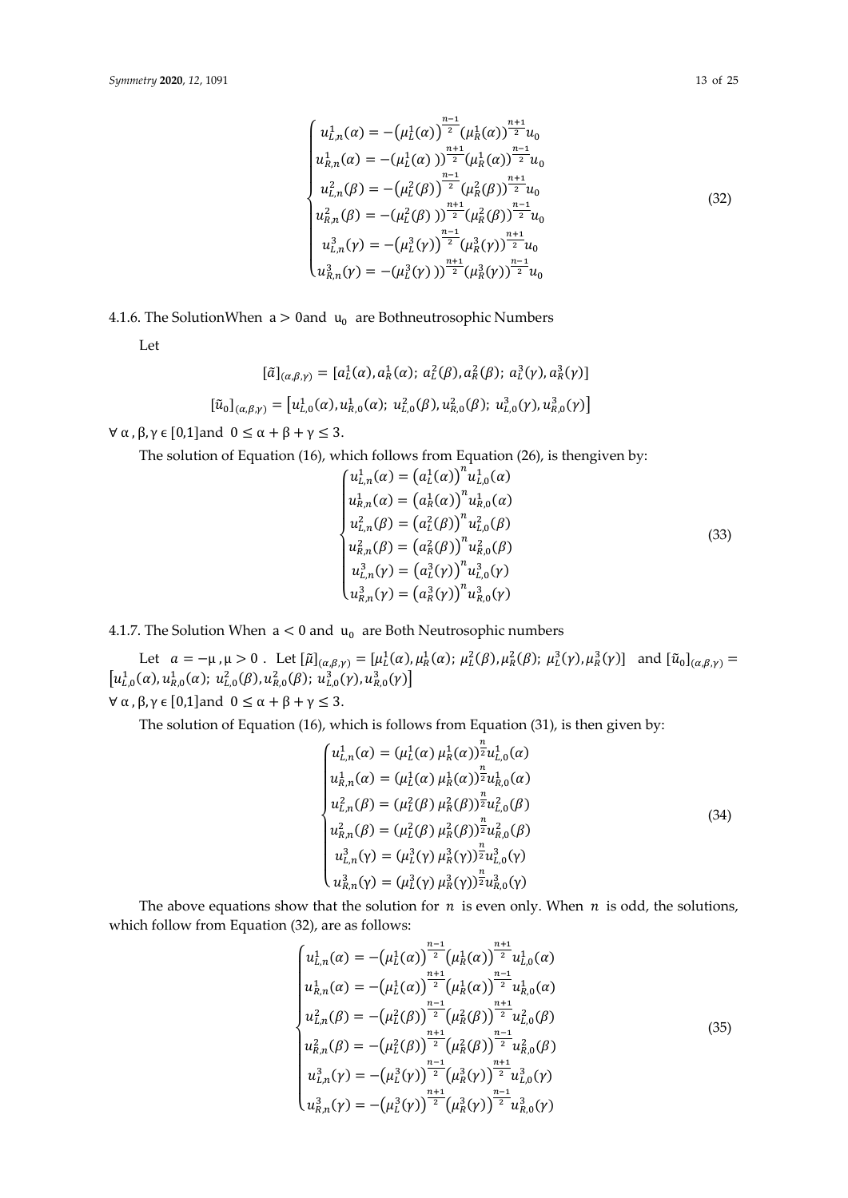$$
\begin{cases}
u_{L,n}^{1}(\alpha) = -\left(\mu_L^1(\alpha)\right)^{\frac{n-1}{2}}\left(\mu_R^1(\alpha)\right)^{\frac{n+1}{2}}u_0 \\
u_{R,n}^{1}(\alpha) = -\left(\mu_L^1(\alpha)\right)^{\frac{n+1}{2}}\left(\mu_R^1(\alpha)\right)^{\frac{n-1}{2}}u_0 \\
u_{L,n}^{2}(\beta) = -\left(\mu_L^2(\beta)\right)^{\frac{n-1}{2}}\left(\mu_R^2(\beta)\right)^{\frac{n+1}{2}}u_0 \\
u_{R,n}^{2}(\beta) = -\left(\mu_L^2(\beta)\right)^{\frac{n+1}{2}}\left(\mu_R^2(\beta)\right)^{\frac{n-1}{2}}u_0 \\
u_{L,n}^{3}(\gamma) = -\left(\mu_L^3(\gamma)\right)^{\frac{n-1}{2}}\left(\mu_R^3(\gamma)\right)^{\frac{n+1}{2}}u_0 \\
u_{R,n}^{3}(\gamma) = -\left(\mu_L^3(\gamma)\right)^{\frac{n+1}{2}}\left(\mu_R^3(\gamma)\right)^{\frac{n-1}{2}}u_0
\end{cases}
\quad (32)
$$

#### 4.1.6. The Solution When $a > 0$ and $u_0$ are Both neutrosophic Numbers

Let

$$[\tilde{a}]_{(\alpha,\beta,\gamma)} = [a_L^1(\alpha), a_R^1(\alpha);\ a_L^2(\beta), a_R^2(\beta);\ a_L^3(\gamma), a_R^3(\gamma)]$$

$$[\tilde{u}_0]_{(\alpha,\beta,\gamma)} = \left[u_{L,0}^1(\alpha), u_{R,0}^1(\alpha);\ u_{L,0}^2(\beta), u_{R,0}^2(\beta);\ u_{L,0}^3(\gamma), u_{R,0}^3(\gamma)\right]$$

$\forall\ \alpha, \beta, \gamma \in [0,1]$ and $0 \leq \alpha + \beta + \gamma \leq 3$.

The solution of Equation (16), which follows from Equation (26), is then given by:

$$
\begin{cases}
u_{L,n}^{1}(\alpha) = \left(a_L^1(\alpha)\right)^n u_{L,0}^1(\alpha) \\
u_{R,n}^{1}(\alpha) = \left(a_R^1(\alpha)\right)^n u_{R,0}^1(\alpha) \\
u_{L,n}^{2}(\beta) = \left(a_L^2(\beta)\right)^n u_{L,0}^2(\beta) \\
u_{R,n}^{2}(\beta) = \left(a_R^2(\beta)\right)^n u_{R,0}^2(\beta) \\
u_{L,n}^{3}(\gamma) = \left(a_L^3(\gamma)\right)^n u_{L,0}^3(\gamma) \\
u_{R,n}^{3}(\gamma) = \left(a_R^3(\gamma)\right)^n u_{R,0}^3(\gamma)
\end{cases}
\quad (33)
$$

#### 4.1.7. The Solution When $a < 0$ and $u_0$ are Both Neutrosophic numbers

Let $a = -\mu, \mu > 0$. Let $[\tilde{\mu}]_{(\alpha,\beta,\gamma)} = [\mu_L^1(\alpha), \mu_R^1(\alpha);\ \mu_L^2(\beta), \mu_R^2(\beta);\ \mu_L^3(\gamma), \mu_R^3(\gamma)]$ and $[\tilde{u}_0]_{(\alpha,\beta,\gamma)} = \left[u_{L,0}^1(\alpha), u_{R,0}^1(\alpha);\ u_{L,0}^2(\beta), u_{R,0}^2(\beta);\ u_{L,0}^3(\gamma), u_{R,0}^3(\gamma)\right]$

$\forall\ \alpha, \beta, \gamma \in [0,1]$ and $0 \leq \alpha + \beta + \gamma \leq 3$.

The solution of Equation (16), which is follows from Equation (31), is then given by:

$$
\begin{cases}
u_{L,n}^{1}(\alpha) = \left(\mu_L^1(\alpha)\,\mu_R^1(\alpha)\right)^{\frac{n}{2}} u_{L,0}^1(\alpha) \\
u_{R,n}^{1}(\alpha) = \left(\mu_L^1(\alpha)\,\mu_R^1(\alpha)\right)^{\frac{n}{2}} u_{R,0}^1(\alpha) \\
u_{L,n}^{2}(\beta) = \left(\mu_L^2(\beta)\,\mu_R^2(\beta)\right)^{\frac{n}{2}} u_{L,0}^2(\beta) \\
u_{R,n}^{2}(\beta) = \left(\mu_L^2(\beta)\,\mu_R^2(\beta)\right)^{\frac{n}{2}} u_{R,0}^2(\beta) \\
u_{L,n}^{3}(\gamma) = \left(\mu_L^3(\gamma)\,\mu_R^3(\gamma)\right)^{\frac{n}{2}} u_{L,0}^3(\gamma) \\
u_{R,n}^{3}(\gamma) = \left(\mu_L^3(\gamma)\,\mu_R^3(\gamma)\right)^{\frac{n}{2}} u_{R,0}^3(\gamma)
\end{cases}
\quad (34)
$$

The above equations show that the solution for $n$ is even only. When $n$ is odd, the solutions, which follow from Equation (32), are as follows:

$$
\begin{cases}
u_{L,n}^{1}(\alpha) = -\left(\mu_L^1(\alpha)\right)^{\frac{n-1}{2}}\left(\mu_R^1(\alpha)\right)^{\frac{n+1}{2}} u_{L,0}^1(\alpha) \\
u_{R,n}^{1}(\alpha) = -\left(\mu_L^1(\alpha)\right)^{\frac{n+1}{2}}\left(\mu_R^1(\alpha)\right)^{\frac{n-1}{2}} u_{R,0}^1(\alpha) \\
u_{L,n}^{2}(\beta) = -\left(\mu_L^2(\beta)\right)^{\frac{n-1}{2}}\left(\mu_R^2(\beta)\right)^{\frac{n+1}{2}} u_{L,0}^2(\beta) \\
u_{R,n}^{2}(\beta) = -\left(\mu_L^2(\beta)\right)^{\frac{n+1}{2}}\left(\mu_R^2(\beta)\right)^{\frac{n-1}{2}} u_{R,0}^2(\beta) \\
u_{L,n}^{3}(\gamma) = -\left(\mu_L^3(\gamma)\right)^{\frac{n-1}{2}}\left(\mu_R^3(\gamma)\right)^{\frac{n+1}{2}} u_{L,0}^3(\gamma) \\
u_{R,n}^{3}(\gamma) = -\left(\mu_L^3(\gamma)\right)^{\frac{n+1}{2}}\left(\mu_R^3(\gamma)\right)^{\frac{n-1}{2}} u_{R,0}^3(\gamma)
\end{cases}
\quad (35)
$$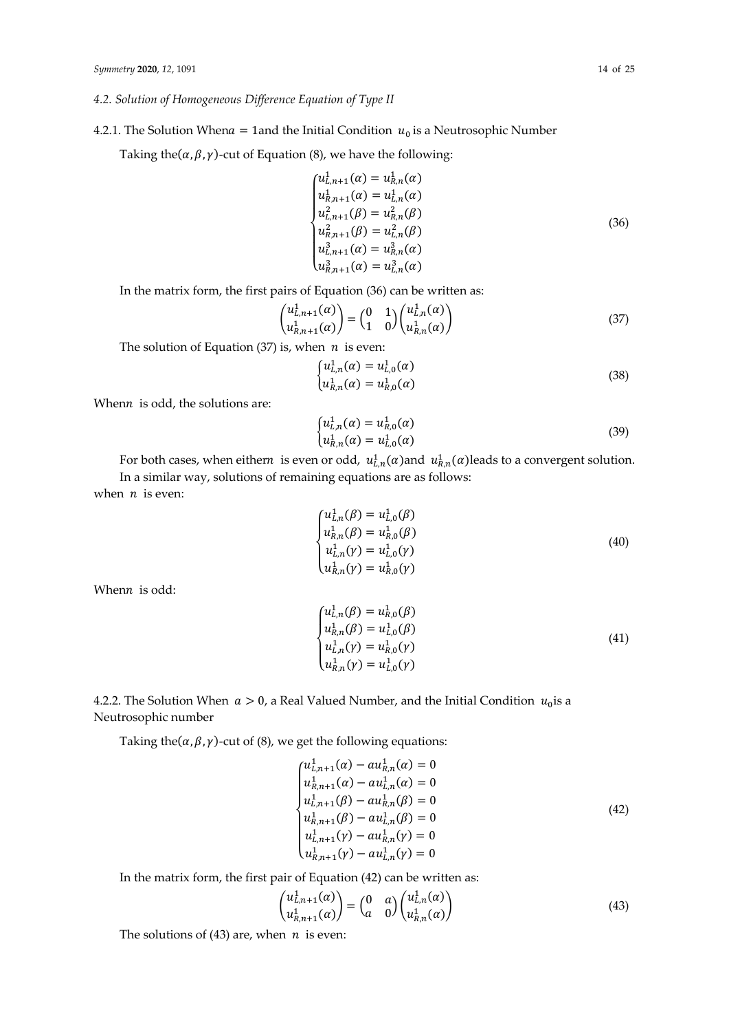### 4.2. Solution of Homogeneous Difference Equation of Type II

#### 4.2.1. The Solution When $a = 1$ and the Initial Condition $u_0$ is a Neutrosophic Number

Taking the $(\alpha, \beta, \gamma)$-cut of Equation (8), we have the following:

$$
\begin{cases}
u^1_{L,n+1}(\alpha) = u^1_{R,n}(\alpha) \\
u^1_{R,n+1}(\alpha) = u^1_{L,n}(\alpha) \\
u^2_{L,n+1}(\beta) = u^2_{R,n}(\beta) \\
u^2_{R,n+1}(\beta) = u^2_{L,n}(\beta) \\
u^3_{L,n+1}(\alpha) = u^3_{R,n}(\alpha) \\
u^3_{R,n+1}(\alpha) = u^3_{L,n}(\alpha)
\end{cases}
\tag{36}
$$

In the matrix form, the first pairs of Equation (36) can be written as:

$$
\begin{pmatrix} u^1_{L,n+1}(\alpha) \\ u^1_{R,n+1}(\alpha) \end{pmatrix} = \begin{pmatrix} 0 & 1 \\ 1 & 0 \end{pmatrix} \begin{pmatrix} u^1_{L,n}(\alpha) \\ u^1_{R,n}(\alpha) \end{pmatrix}
\tag{37}
$$

The solution of Equation (37) is, when $n$ is even:

$$
\begin{cases}
u^1_{L,n}(\alpha) = u^1_{L,0}(\alpha) \\
u^1_{R,n}(\alpha) = u^1_{R,0}(\alpha)
\end{cases}
\tag{38}
$$

When $n$ is odd, the solutions are:

$$
\begin{cases}
u^1_{L,n}(\alpha) = u^1_{R,0}(\alpha) \\
u^1_{R,n}(\alpha) = u^1_{L,0}(\alpha)
\end{cases}
\tag{39}
$$

For both cases, when either $n$ is even or odd, $u^1_{L,n}(\alpha)$ and $u^1_{R,n}(\alpha)$ leads to a convergent solution.

In a similar way, solutions of remaining equations are as follows:

when $n$ is even:

$$
\begin{cases}
u^1_{L,n}(\beta) = u^1_{L,0}(\beta) \\
u^1_{R,n}(\beta) = u^1_{R,0}(\beta) \\
u^1_{L,n}(\gamma) = u^1_{L,0}(\gamma) \\
u^1_{R,n}(\gamma) = u^1_{R,0}(\gamma)
\end{cases}
\tag{40}
$$

When $n$ is odd:

$$
\begin{cases}
u^1_{L,n}(\beta) = u^1_{R,0}(\beta) \\
u^1_{R,n}(\beta) = u^1_{L,0}(\beta) \\
u^1_{L,n}(\gamma) = u^1_{R,0}(\gamma) \\
u^1_{R,n}(\gamma) = u^1_{L,0}(\gamma)
\end{cases}
\tag{41}
$$

#### 4.2.2. The Solution When $a > 0$, a Real Valued Number, and the Initial Condition $u_0$ is a Neutrosophic number

Taking the $(\alpha, \beta, \gamma)$-cut of (8), we get the following equations:

$$
\begin{cases}
u^1_{L,n+1}(\alpha) - a u^1_{R,n}(\alpha) = 0 \\
u^1_{R,n+1}(\alpha) - a u^1_{L,n}(\alpha) = 0 \\
u^1_{L,n+1}(\beta) - a u^1_{R,n}(\beta) = 0 \\
u^1_{R,n+1}(\beta) - a u^1_{L,n}(\beta) = 0 \\
u^1_{L,n+1}(\gamma) - a u^1_{R,n}(\gamma) = 0 \\
u^1_{R,n+1}(\gamma) - a u^1_{L,n}(\gamma) = 0
\end{cases}
\tag{42}
$$

In the matrix form, the first pair of Equation (42) can be written as:

$$
\begin{pmatrix} u^1_{L,n+1}(\alpha) \\ u^1_{R,n+1}(\alpha) \end{pmatrix} = \begin{pmatrix} 0 & a \\ a & 0 \end{pmatrix} \begin{pmatrix} u^1_{L,n}(\alpha) \\ u^1_{R,n}(\alpha) \end{pmatrix}
\tag{43}
$$

The solutions of (43) are, when $n$ is even: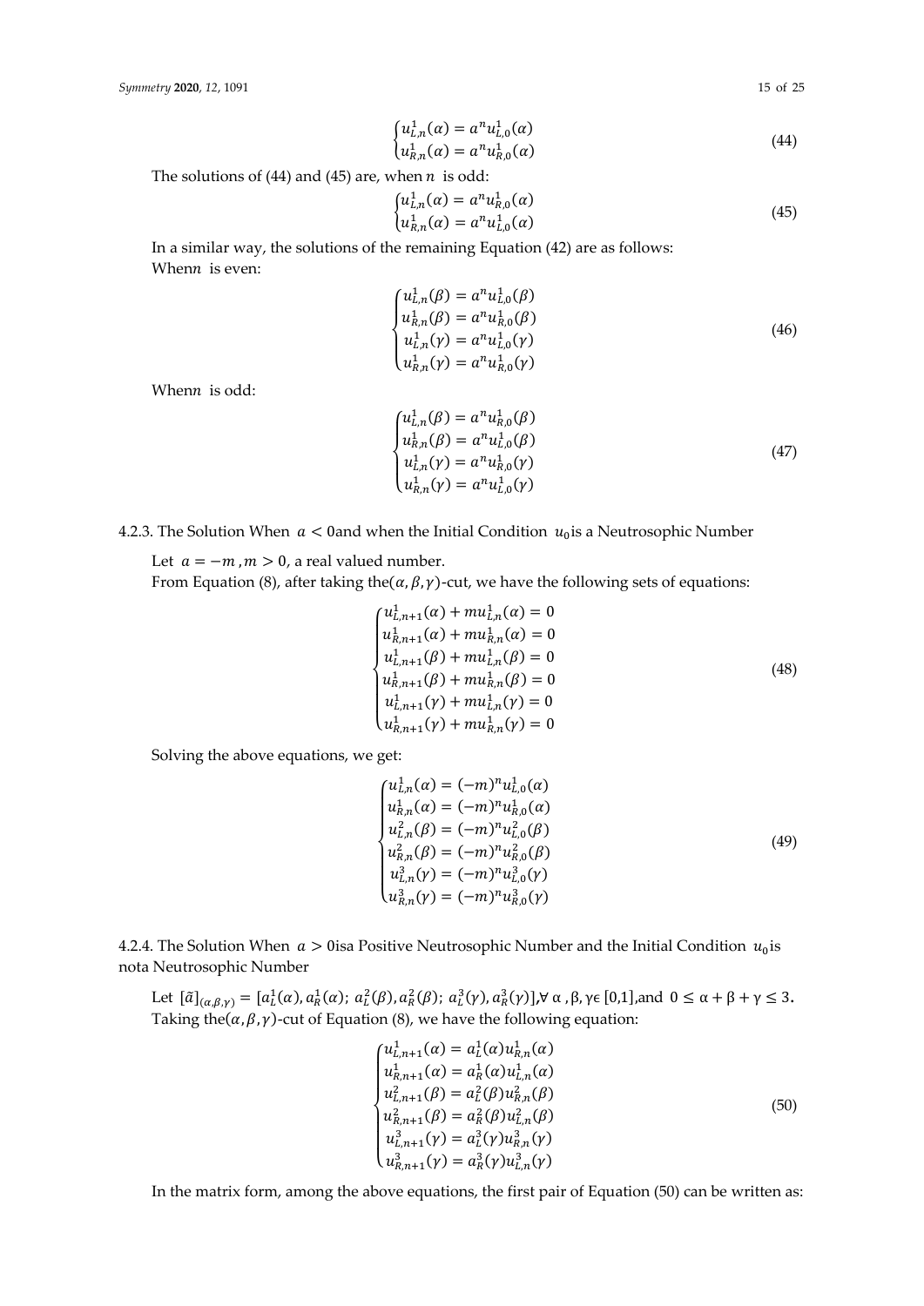$$\begin{cases} u_{L,n}^{1}(\alpha) = a^{n} u_{L,0}^{1}(\alpha) \\ u_{R,n}^{1}(\alpha) = a^{n} u_{R,0}^{1}(\alpha) \end{cases} \tag{44}$$

The solutions of (44) and (45) are, when $n$ is odd:

$$\begin{cases} u_{L,n}^{1}(\alpha) = a^{n} u_{R,0}^{1}(\alpha) \\ u_{R,n}^{1}(\alpha) = a^{n} u_{L,0}^{1}(\alpha) \end{cases} \tag{45}$$

In a similar way, the solutions of the remaining Equation (42) are as follows:

When $n$ is even:

$$\begin{cases} u_{L,n}^{1}(\beta) = a^{n} u_{L,0}^{1}(\beta) \\ u_{R,n}^{1}(\beta) = a^{n} u_{R,0}^{1}(\beta) \\ u_{L,n}^{1}(\gamma) = a^{n} u_{L,0}^{1}(\gamma) \\ u_{R,n}^{1}(\gamma) = a^{n} u_{R,0}^{1}(\gamma) \end{cases} \tag{46}$$

When $n$ is odd:

$$\begin{cases} u_{L,n}^{1}(\beta) = a^{n} u_{R,0}^{1}(\beta) \\ u_{R,n}^{1}(\beta) = a^{n} u_{L,0}^{1}(\beta) \\ u_{L,n}^{1}(\gamma) = a^{n} u_{R,0}^{1}(\gamma) \\ u_{R,n}^{1}(\gamma) = a^{n} u_{L,0}^{1}(\gamma) \end{cases} \tag{47}$$

#### 4.2.3. The Solution When $a < 0$ and when the Initial Condition $u_0$ is a Neutrosophic Number

Let $a = -m, m > 0$, a real valued number.

From Equation (8), after taking the $(\alpha, \beta, \gamma)$-cut, we have the following sets of equations:

$$\begin{cases} u_{L,n+1}^{1}(\alpha) + m u_{L,n}^{1}(\alpha) = 0 \\ u_{R,n+1}^{1}(\alpha) + m u_{R,n}^{1}(\alpha) = 0 \\ u_{L,n+1}^{1}(\beta) + m u_{L,n}^{1}(\beta) = 0 \\ u_{R,n+1}^{1}(\beta) + m u_{R,n}^{1}(\beta) = 0 \\ u_{L,n+1}^{1}(\gamma) + m u_{L,n}^{1}(\gamma) = 0 \\ u_{R,n+1}^{1}(\gamma) + m u_{R,n}^{1}(\gamma) = 0 \end{cases} \tag{48}$$

Solving the above equations, we get:

$$\begin{cases} u_{L,n}^{1}(\alpha) = (-m)^{n} u_{L,0}^{1}(\alpha) \\ u_{R,n}^{1}(\alpha) = (-m)^{n} u_{R,0}^{1}(\alpha) \\ u_{L,n}^{2}(\beta) = (-m)^{n} u_{L,0}^{2}(\beta) \\ u_{R,n}^{2}(\beta) = (-m)^{n} u_{R,0}^{2}(\beta) \\ u_{L,n}^{3}(\gamma) = (-m)^{n} u_{L,0}^{3}(\gamma) \\ u_{R,n}^{3}(\gamma) = (-m)^{n} u_{R,0}^{3}(\gamma) \end{cases} \tag{49}$$

#### 4.2.4. The Solution When $a > 0$ isa Positive Neutrosophic Number and the Initial Condition $u_0$ is nota Neutrosophic Number

Let $[\tilde{a}]_{(\alpha,\beta,\gamma)} = [a_L^1(\alpha), a_R^1(\alpha);\ a_L^2(\beta), a_R^2(\beta);\ a_L^3(\gamma), a_R^3(\gamma)], \forall\ \alpha, \beta, \gamma \in [0,1]$, and $0 \leq \alpha + \beta + \gamma \leq 3$.

Taking the $(\alpha, \beta, \gamma)$-cut of Equation (8), we have the following equation:

$$\begin{cases} u_{L,n+1}^{1}(\alpha) = a_L^1(\alpha) u_{R,n}^{1}(\alpha) \\ u_{R,n+1}^{1}(\alpha) = a_R^1(\alpha) u_{L,n}^{1}(\alpha) \\ u_{L,n+1}^{2}(\beta) = a_L^2(\beta) u_{R,n}^{2}(\beta) \\ u_{R,n+1}^{2}(\beta) = a_R^2(\beta) u_{L,n}^{2}(\beta) \\ u_{L,n+1}^{3}(\gamma) = a_L^3(\gamma) u_{R,n}^{3}(\gamma) \\ u_{R,n+1}^{3}(\gamma) = a_R^3(\gamma) u_{L,n}^{3}(\gamma) \end{cases} \tag{50}$$

In the matrix form, among the above equations, the first pair of Equation (50) can be written as: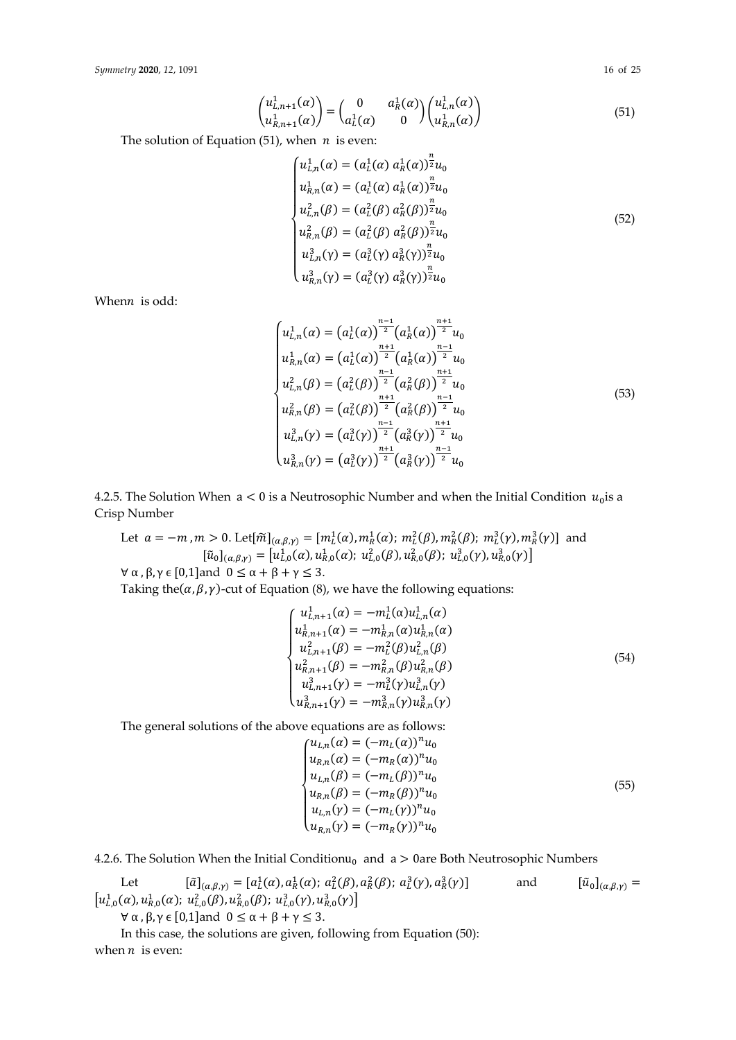$$\begin{pmatrix} u_{L,n+1}^1(\alpha) \\ u_{R,n+1}^1(\alpha) \end{pmatrix} = \begin{pmatrix} 0 & a_R^1(\alpha) \\ a_L^1(\alpha) & 0 \end{pmatrix} \begin{pmatrix} u_{L,n}^1(\alpha) \\ u_{R,n}^1(\alpha) \end{pmatrix} \tag{51}$$

The solution of Equation (51), when $n$ is even:

$$\begin{cases} u_{L,n}^1(\alpha) = (a_L^1(\alpha)\, a_R^1(\alpha))^{\frac{n}{2}} u_0 \\ u_{R,n}^1(\alpha) = (a_L^1(\alpha)\, a_R^1(\alpha))^{\frac{n}{2}} u_0 \\ u_{L,n}^2(\beta) = (a_L^2(\beta)\, a_R^2(\beta))^{\frac{n}{2}} u_0 \\ u_{R,n}^2(\beta) = (a_L^2(\beta)\, a_R^2(\beta))^{\frac{n}{2}} u_0 \\ u_{L,n}^3(\gamma) = (a_L^3(\gamma)\, a_R^3(\gamma))^{\frac{n}{2}} u_0 \\ u_{R,n}^3(\gamma) = (a_L^3(\gamma)\, a_R^3(\gamma))^{\frac{n}{2}} u_0 \end{cases} \tag{52}$$

When $n$ is odd:

$$\begin{cases} u_{L,n}^1(\alpha) = \left(a_L^1(\alpha)\right)^{\frac{n-1}{2}} \left(a_R^1(\alpha)\right)^{\frac{n+1}{2}} u_0 \\ u_{R,n}^1(\alpha) = \left(a_L^1(\alpha)\right)^{\frac{n+1}{2}} \left(a_R^1(\alpha)\right)^{\frac{n-1}{2}} u_0 \\ u_{L,n}^2(\beta) = \left(a_L^2(\beta)\right)^{\frac{n-1}{2}} \left(a_R^2(\beta)\right)^{\frac{n+1}{2}} u_0 \\ u_{R,n}^2(\beta) = \left(a_L^2(\beta)\right)^{\frac{n+1}{2}} \left(a_R^2(\beta)\right)^{\frac{n-1}{2}} u_0 \\ u_{L,n}^3(\gamma) = \left(a_L^3(\gamma)\right)^{\frac{n-1}{2}} \left(a_R^3(\gamma)\right)^{\frac{n+1}{2}} u_0 \\ u_{R,n}^3(\gamma) = \left(a_L^3(\gamma)\right)^{\frac{n+1}{2}} \left(a_R^3(\gamma)\right)^{\frac{n-1}{2}} u_0 \end{cases} \tag{53}$$

#### 4.2.5. The Solution When $a < 0$ is a Neutrosophic Number and when the Initial Condition $u_0$ is a Crisp Number

Let $a = -m, m > 0$. Let $[\tilde{m}]_{(\alpha,\beta,\gamma)} = [m_L^1(\alpha), m_R^1(\alpha);\ m_L^2(\beta), m_R^2(\beta);\ m_L^3(\gamma), m_R^3(\gamma)]$ and $[\tilde{u}_0]_{(\alpha,\beta,\gamma)} = \left[u_{L,0}^1(\alpha), u_{R,0}^1(\alpha);\ u_{L,0}^2(\beta), u_{R,0}^2(\beta);\ u_{L,0}^3(\gamma), u_{R,0}^3(\gamma)\right]$
$\forall\ \alpha, \beta, \gamma \in [0,1]$ and $0 \le \alpha + \beta + \gamma \le 3$.

Taking the $(\alpha, \beta, \gamma)$-cut of Equation (8), we have the following equations:

$$\begin{cases} u_{L,n+1}^1(\alpha) = -m_L^1(\alpha) u_{L,n}^1(\alpha) \\ u_{R,n+1}^1(\alpha) = -m_{R,n}^1(\alpha) u_{R,n}^1(\alpha) \\ u_{L,n+1}^2(\beta) = -m_L^2(\beta) u_{L,n}^2(\beta) \\ u_{R,n+1}^2(\beta) = -m_{R,n}^2(\beta) u_{R,n}^2(\beta) \\ u_{L,n+1}^3(\gamma) = -m_L^3(\gamma) u_{L,n}^3(\gamma) \\ u_{R,n+1}^3(\gamma) = -m_{R,n}^3(\gamma) u_{R,n}^3(\gamma) \end{cases} \tag{54}$$

The general solutions of the above equations are as follows:

$$\begin{cases} u_{L,n}(\alpha) = (-m_L(\alpha))^n u_0 \\ u_{R,n}(\alpha) = (-m_R(\alpha))^n u_0 \\ u_{L,n}(\beta) = (-m_L(\beta))^n u_0 \\ u_{R,n}(\beta) = (-m_R(\beta))^n u_0 \\ u_{L,n}(\gamma) = (-m_L(\gamma))^n u_0 \\ u_{R,n}(\gamma) = (-m_R(\gamma))^n u_0 \end{cases} \tag{55}$$

#### 4.2.6. The Solution When the Initial Condition $u_0$ and $a > 0$ are Both Neutrosophic Numbers

Let $[\tilde{a}]_{(\alpha,\beta,\gamma)} = [a_L^1(\alpha), a_R^1(\alpha);\ a_L^2(\beta), a_R^2(\beta);\ a_L^3(\gamma), a_R^3(\gamma)]$ and $[\tilde{u}_0]_{(\alpha,\beta,\gamma)} = \left[u_{L,0}^1(\alpha), u_{R,0}^1(\alpha);\ u_{L,0}^2(\beta), u_{R,0}^2(\beta);\ u_{L,0}^3(\gamma), u_{R,0}^3(\gamma)\right]$

$\forall\ \alpha, \beta, \gamma \in [0,1]$ and $0 \le \alpha + \beta + \gamma \le 3$.

In this case, the solutions are given, following from Equation (50):
when $n$ is even: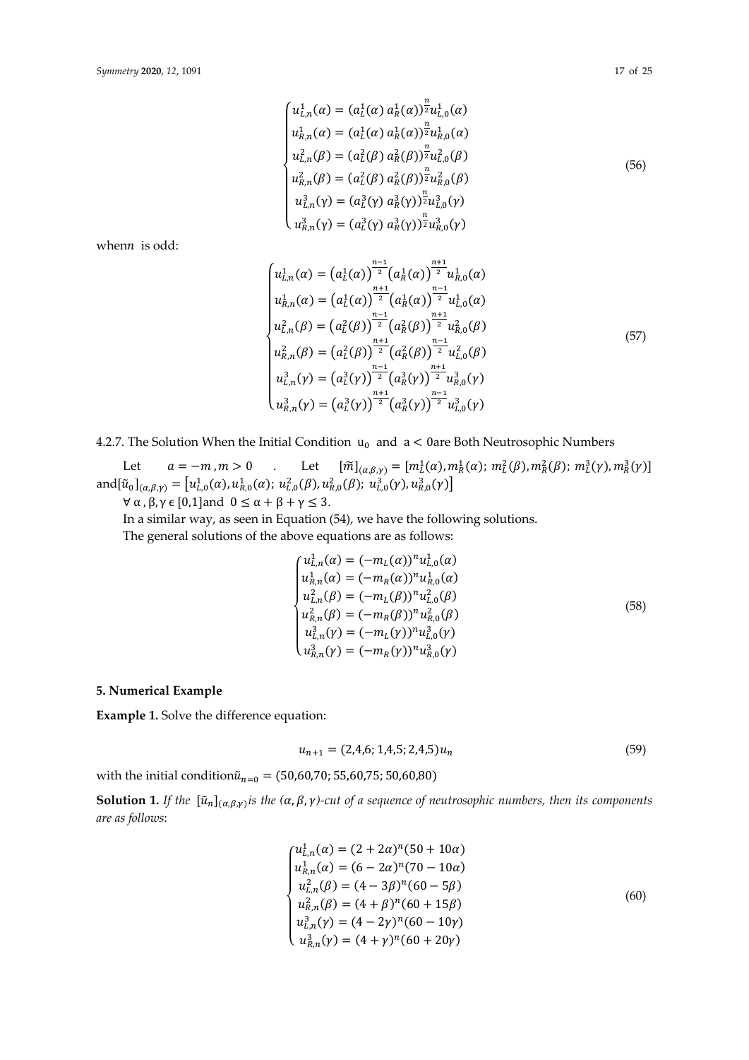$$
\begin{cases}
u_{L,n}^{1}(\alpha) = (a_L^1(\alpha)\, a_R^1(\alpha))^{\frac{n}{2}} u_{L,0}^{1}(\alpha) \\
u_{R,n}^{1}(\alpha) = (a_L^1(\alpha)\, a_R^1(\alpha))^{\frac{n}{2}} u_{R,0}^{1}(\alpha) \\
u_{L,n}^{2}(\beta) = (a_L^2(\beta)\, a_R^2(\beta))^{\frac{n}{2}} u_{L,0}^{2}(\beta) \\
u_{R,n}^{2}(\beta) = (a_L^2(\beta)\, a_R^2(\beta))^{\frac{n}{2}} u_{R,0}^{2}(\beta) \\
u_{L,n}^{3}(\gamma) = (a_L^3(\gamma)\, a_R^3(\gamma))^{\frac{n}{2}} u_{L,0}^{3}(\gamma) \\
u_{R,n}^{3}(\gamma) = (a_L^3(\gamma)\, a_R^3(\gamma))^{\frac{n}{2}} u_{R,0}^{3}(\gamma)
\end{cases}
\tag{56}
$$

when $n$ is odd:

$$
\begin{cases}
u_{L,n}^{1}(\alpha) = \left(a_L^1(\alpha)\right)^{\frac{n-1}{2}} \left(a_R^1(\alpha)\right)^{\frac{n+1}{2}} u_{R,0}^{1}(\alpha) \\
u_{R,n}^{1}(\alpha) = \left(a_L^1(\alpha)\right)^{\frac{n+1}{2}} \left(a_R^1(\alpha)\right)^{\frac{n-1}{2}} u_{L,0}^{1}(\alpha) \\
u_{L,n}^{2}(\beta) = \left(a_L^2(\beta)\right)^{\frac{n-1}{2}} \left(a_R^2(\beta)\right)^{\frac{n+1}{2}} u_{R,0}^{2}(\beta) \\
u_{R,n}^{2}(\beta) = \left(a_L^2(\beta)\right)^{\frac{n+1}{2}} \left(a_R^2(\beta)\right)^{\frac{n-1}{2}} u_{L,0}^{2}(\beta) \\
u_{L,n}^{3}(\gamma) = \left(a_L^3(\gamma)\right)^{\frac{n-1}{2}} \left(a_R^3(\gamma)\right)^{\frac{n+1}{2}} u_{R,0}^{3}(\gamma) \\
u_{R,n}^{3}(\gamma) = \left(a_L^3(\gamma)\right)^{\frac{n+1}{2}} \left(a_R^3(\gamma)\right)^{\frac{n-1}{2}} u_{L,0}^{3}(\gamma)
\end{cases}
\tag{57}
$$

#### 4.2.7. The Solution When the Initial Condition $u_0$ and $a < 0$ are Both Neutrosophic Numbers

Let $a = -m, m > 0$. Let $[\widetilde{m}]_{(\alpha,\beta,\gamma)} = [m_L^1(\alpha), m_R^1(\alpha);\ m_L^2(\beta), m_R^2(\beta);\ m_L^3(\gamma), m_R^3(\gamma)]$ and $[\tilde{u}_0]_{(\alpha,\beta,\gamma)} = \left[u_{L,0}^1(\alpha), u_{R,0}^1(\alpha);\ u_{L,0}^2(\beta), u_{R,0}^2(\beta);\ u_{L,0}^3(\gamma), u_{R,0}^3(\gamma)\right]$

$\forall\, \alpha, \beta, \gamma \in [0,1]$ and $0 \le \alpha + \beta + \gamma \le 3$.

In a similar way, as seen in Equation (54), we have the following solutions.

The general solutions of the above equations are as follows:

$$
\begin{cases}
u_{L,n}^{1}(\alpha) = (-m_L(\alpha))^n u_{L,0}^{1}(\alpha) \\
u_{R,n}^{1}(\alpha) = (-m_R(\alpha))^n u_{R,0}^{1}(\alpha) \\
u_{L,n}^{2}(\beta) = (-m_L(\beta))^n u_{L,0}^{2}(\beta) \\
u_{R,n}^{2}(\beta) = (-m_R(\beta))^n u_{R,0}^{2}(\beta) \\
u_{L,n}^{3}(\gamma) = (-m_L(\gamma))^n u_{L,0}^{3}(\gamma) \\
u_{R,n}^{3}(\gamma) = (-m_R(\gamma))^n u_{R,0}^{3}(\gamma)
\end{cases}
\tag{58}
$$

## 5. Numerical Example

**Example 1.** Solve the difference equation:

$$
u_{n+1} = (2,4,6;\ 1,4,5;\ 2,4,5)u_n
\tag{59}
$$

with the initial condition $\tilde{u}_{n=0} = (50,60,70;\ 55,60,75;\ 50,60,80)$

**Solution 1.** *If the $[\tilde{u}_n]_{(\alpha,\beta,\gamma)}$ is the $(\alpha, \beta, \gamma)$-cut of a sequence of neutrosophic numbers, then its components are as follows*:

$$
\begin{cases}
u_{L,n}^{1}(\alpha) = (2 + 2\alpha)^n (50 + 10\alpha) \\
u_{R,n}^{1}(\alpha) = (6 - 2\alpha)^n (70 - 10\alpha) \\
u_{L,n}^{2}(\beta) = (4 - 3\beta)^n (60 - 5\beta) \\
u_{R,n}^{2}(\beta) = (4 + \beta)^n (60 + 15\beta) \\
u_{L,n}^{3}(\gamma) = (4 - 2\gamma)^n (60 - 10\gamma) \\
u_{R,n}^{3}(\gamma) = (4 + \gamma)^n (60 + 20\gamma)
\end{cases}
\tag{60}
$$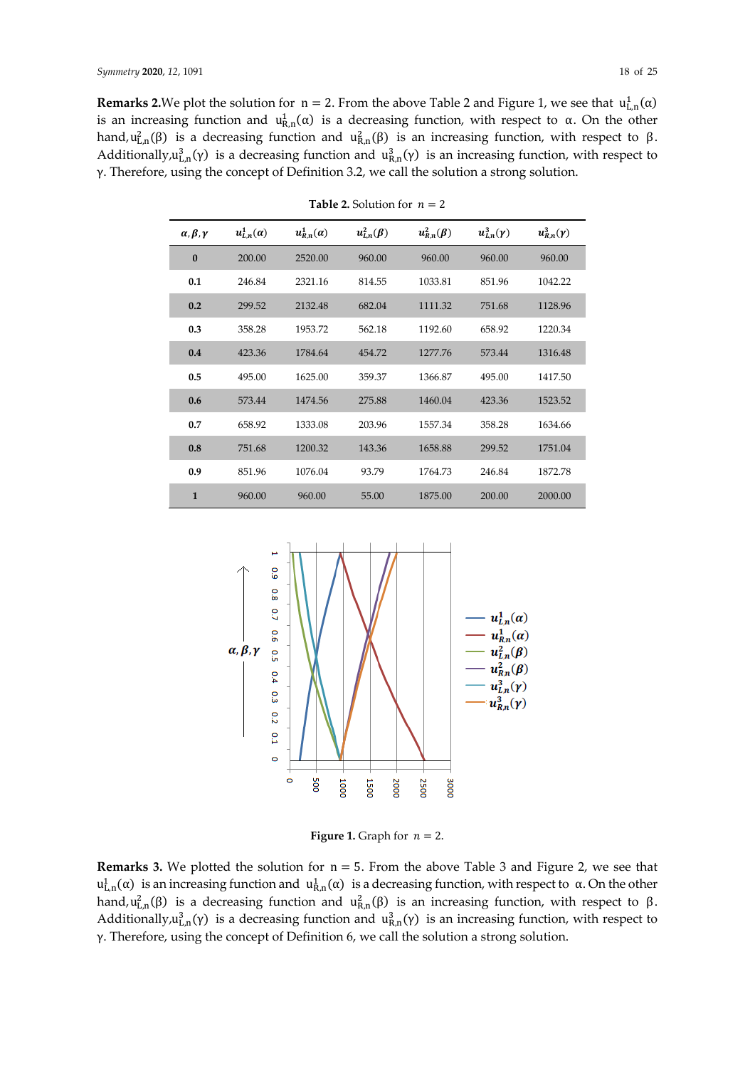**Remarks 2.** We plot the solution for $n = 2$. From the above Table 2 and Figure 1, we see that $u^1_{L,n}(\alpha)$ is an increasing function and $u^1_{R,n}(\alpha)$ is a decreasing function, with respect to $\alpha$. On the other hand, $u^2_{L,n}(\beta)$ is a decreasing function and $u^2_{R,n}(\beta)$ is an increasing function, with respect to $\beta$. Additionally, $u^3_{L,n}(\gamma)$ is a decreasing function and $u^3_{R,n}(\gamma)$ is an increasing function, with respect to $\gamma$. Therefore, using the concept of Definition 3.2, we call the solution a strong solution.

**Table 2.** Solution for $n = 2$

| $\alpha, \beta, \gamma$ | $u^1_{L,n}(\alpha)$ | $u^1_{R,n}(\alpha)$ | $u^2_{L,n}(\beta)$ | $u^2_{R,n}(\beta)$ | $u^3_{L,n}(\gamma)$ | $u^3_{R,n}(\gamma)$ |
|---|---|---|---|---|---|---|
| **0** | 200.00 | 2520.00 | 960.00 | 960.00 | 960.00 | 960.00 |
| **0.1** | 246.84 | 2321.16 | 814.55 | 1033.81 | 851.96 | 1042.22 |
| **0.2** | 299.52 | 2132.48 | 682.04 | 1111.32 | 751.68 | 1128.96 |
| **0.3** | 358.28 | 1953.72 | 562.18 | 1192.60 | 658.92 | 1220.34 |
| **0.4** | 423.36 | 1784.64 | 454.72 | 1277.76 | 573.44 | 1316.48 |
| **0.5** | 495.00 | 1625.00 | 359.37 | 1366.87 | 495.00 | 1417.50 |
| **0.6** | 573.44 | 1474.56 | 275.88 | 1460.04 | 423.36 | 1523.52 |
| **0.7** | 658.92 | 1333.08 | 203.96 | 1557.34 | 358.28 | 1634.66 |
| **0.8** | 751.68 | 1200.32 | 143.36 | 1658.88 | 299.52 | 1751.04 |
| **0.9** | 851.96 | 1076.04 | 93.79 | 1764.73 | 246.84 | 1872.78 |
| **1** | 960.00 | 960.00 | 55.00 | 1875.00 | 200.00 | 2000.00 |

**Figure 1.** Graph for $n = 2$.

**Remarks 3.** We plotted the solution for $n = 5$. From the above Table 3 and Figure 2, we see that $u^1_{L,n}(\alpha)$ is an increasing function and $u^1_{R,n}(\alpha)$ is a decreasing function, with respect to $\alpha$. On the other hand, $u^2_{L,n}(\beta)$ is a decreasing function and $u^2_{R,n}(\beta)$ is an increasing function, with respect to $\beta$. Additionally, $u^3_{L,n}(\gamma)$ is a decreasing function and $u^3_{R,n}(\gamma)$ is an increasing function, with respect to $\gamma$. Therefore, using the concept of Definition 6, we call the solution a strong solution.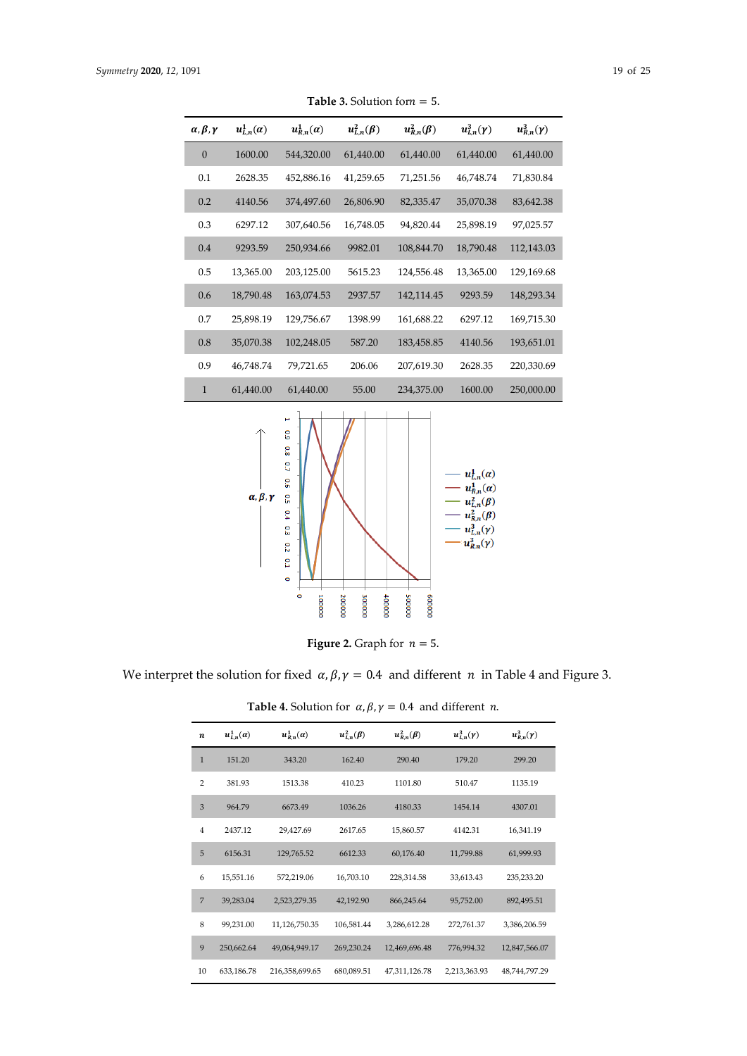**Table 3.** Solution for $n = 5$.

| $\alpha, \beta, \gamma$ | $u^1_{L,n}(\alpha)$ | $u^1_{R,n}(\alpha)$ | $u^2_{L,n}(\beta)$ | $u^2_{R,n}(\beta)$ | $u^3_{L,n}(\gamma)$ | $u^3_{R,n}(\gamma)$ |
|---|---|---|---|---|---|---|
| 0 | 1600.00 | 544,320.00 | 61,440.00 | 61,440.00 | 61,440.00 | 61,440.00 |
| 0.1 | 2628.35 | 452,886.16 | 41,259.65 | 71,251.56 | 46,748.74 | 71,830.84 |
| 0.2 | 4140.56 | 374,497.60 | 26,806.90 | 82,335.47 | 35,070.38 | 83,642.38 |
| 0.3 | 6297.12 | 307,640.56 | 16,748.05 | 94,820.44 | 25,898.19 | 97,025.57 |
| 0.4 | 9293.59 | 250,934.66 | 9982.01 | 108,844.70 | 18,790.48 | 112,143.03 |
| 0.5 | 13,365.00 | 203,125.00 | 5615.23 | 124,556.48 | 13,365.00 | 129,169.68 |
| 0.6 | 18,790.48 | 163,074.53 | 2937.57 | 142,114.45 | 9293.59 | 148,293.34 |
| 0.7 | 25,898.19 | 129,756.67 | 1398.99 | 161,688.22 | 6297.12 | 169,715.30 |
| 0.8 | 35,070.38 | 102,248.05 | 587.20 | 183,458.85 | 4140.56 | 193,651.01 |
| 0.9 | 46,748.74 | 79,721.65 | 206.06 | 207,619.30 | 2628.35 | 220,330.69 |
| 1 | 61,440.00 | 61,440.00 | 55.00 | 234,375.00 | 1600.00 | 250,000.00 |

**Figure 2.** Graph for $n = 5$.

We interpret the solution for fixed $\alpha, \beta, \gamma = 0.4$ and different $n$ in Table 4 and Figure 3.

**Table 4.** Solution for $\alpha, \beta, \gamma = 0.4$ and different $n$.

| $n$ | $u^1_{L,n}(\alpha)$ | $u^1_{R,n}(\alpha)$ | $u^2_{L,n}(\beta)$ | $u^2_{R,n}(\beta)$ | $u^3_{L,n}(\gamma)$ | $u^3_{R,n}(\gamma)$ |
|---|---|---|---|---|---|---|
| 1 | 151.20 | 343.20 | 162.40 | 290.40 | 179.20 | 299.20 |
| 2 | 381.93 | 1513.38 | 410.23 | 1101.80 | 510.47 | 1135.19 |
| 3 | 964.79 | 6673.49 | 1036.26 | 4180.33 | 1454.14 | 4307.01 |
| 4 | 2437.12 | 29,427.69 | 2617.65 | 15,860.57 | 4142.31 | 16,341.19 |
| 5 | 6156.31 | 129,765.52 | 6612.33 | 60,176.40 | 11,799.88 | 61,999.93 |
| 6 | 15,551.16 | 572,219.06 | 16,703.10 | 228,314.58 | 33,613.43 | 235,233.20 |
| 7 | 39,283.04 | 2,523,279.35 | 42,192.90 | 866,245.64 | 95,752.00 | 892,495.51 |
| 8 | 99,231.00 | 11,126,750.35 | 106,581.44 | 3,286,612.28 | 272,761.37 | 3,386,206.59 |
| 9 | 250,662.64 | 49,064,949.17 | 269,230.24 | 12,469,696.48 | 776,994.32 | 12,847,566.07 |
| 10 | 633,186.78 | 216,358,699.65 | 680,089.51 | 47,311,126.78 | 2,213,363.93 | 48,744,797.29 |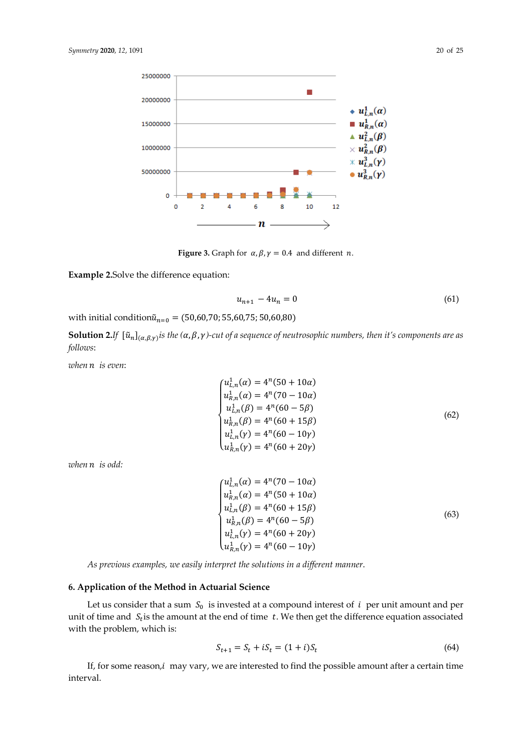**Figure 3.** Graph for $\alpha, \beta, \gamma = 0.4$ and different $n$.

**Example 2.** Solve the difference equation:

$$u_{n+1} - 4u_n = 0 \tag{61}$$

with initial condition $\tilde{u}_{n=0} = (50,60,70; 55,60,75; 50,60,80)$

**Solution 2.** *If* $[\tilde{u}_n]_{(\alpha,\beta,\gamma)}$ *is the* $(\alpha,\beta,\gamma)$*-cut of a sequence of neutrosophic numbers, then it's components are as follows*:

*when* $n$ *is even*:

$$\begin{cases} u^1_{L,n}(\alpha) = 4^n(50 + 10\alpha) \\ u^1_{R,n}(\alpha) = 4^n(70 - 10\alpha) \\ u^1_{L,n}(\beta) = 4^n(60 - 5\beta) \\ u^1_{R,n}(\beta) = 4^n(60 + 15\beta) \\ u^1_{L,n}(\gamma) = 4^n(60 - 10\gamma) \\ u^1_{R,n}(\gamma) = 4^n(60 + 20\gamma) \end{cases} \tag{62}$$

*when* $n$ *is odd:*

$$\begin{cases} u^1_{L,n}(\alpha) = 4^n(70 - 10\alpha) \\ u^1_{R,n}(\alpha) = 4^n(50 + 10\alpha) \\ u^1_{L,n}(\beta) = 4^n(60 + 15\beta) \\ u^1_{R,n}(\beta) = 4^n(60 - 5\beta) \\ u^1_{L,n}(\gamma) = 4^n(60 + 20\gamma) \\ u^1_{R,n}(\gamma) = 4^n(60 - 10\gamma) \end{cases} \tag{63}$$

*As previous examples, we easily interpret the solutions in a different manner.*

## 6. Application of the Method in Actuarial Science

Let us consider that a sum $S_0$ is invested at a compound interest of $i$ per unit amount and per unit of time and $S_t$ is the amount at the end of time $t$. We then get the difference equation associated with the problem, which is:

$$S_{t+1} = S_t + iS_t = (1 + i)S_t \tag{64}$$

If, for some reason, $i$ may vary, we are interested to find the possible amount after a certain time interval.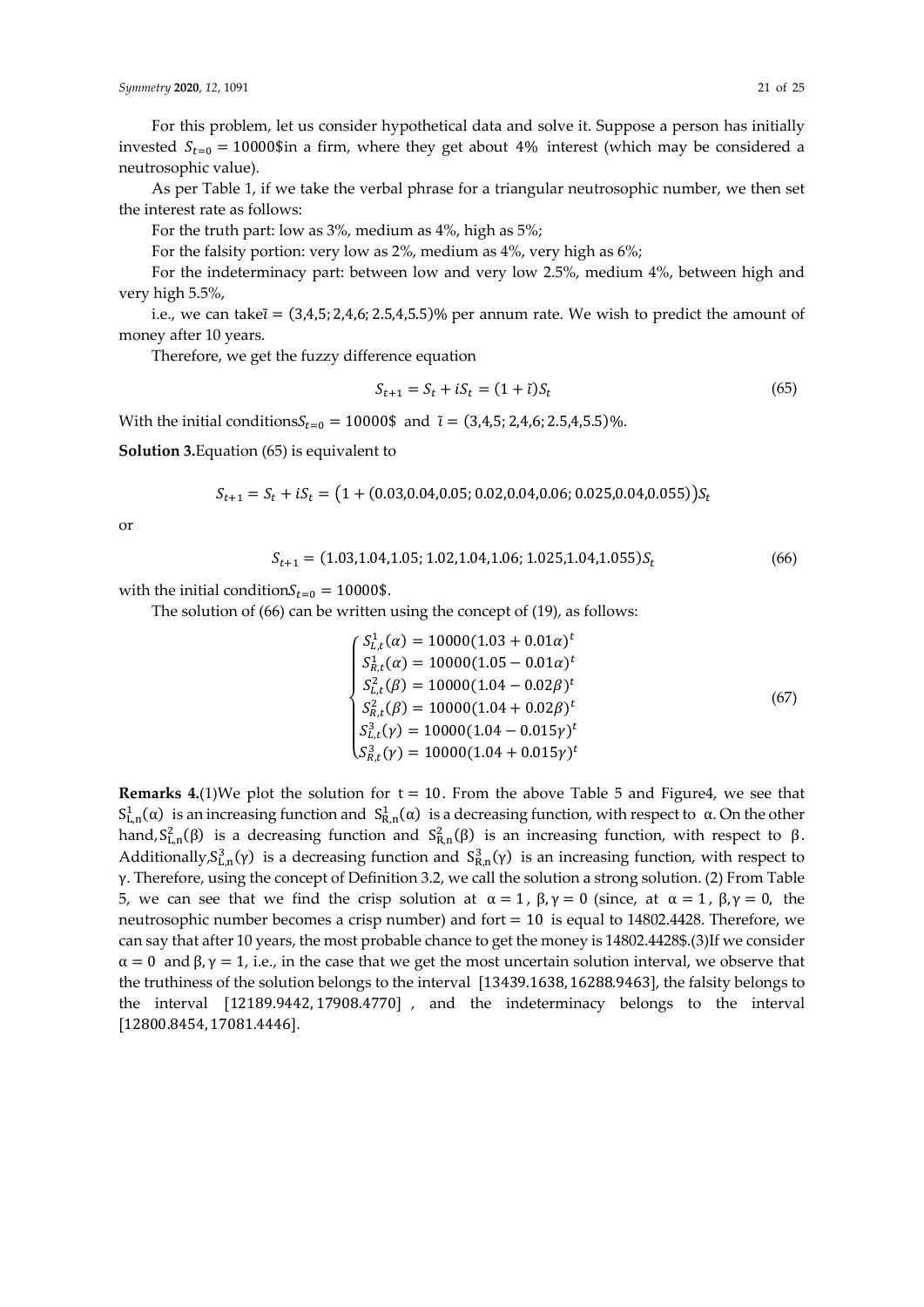For this problem, let us consider hypothetical data and solve it. Suppose a person has initially invested $S_{t=0} = 10000\$$in a firm, where they get about 4% interest (which may be considered a neutrosophic value).

As per Table 1, if we take the verbal phrase for a triangular neutrosophic number, we then set the interest rate as follows:

For the truth part: low as 3%, medium as 4%, high as 5%;

For the falsity portion: very low as 2%, medium as 4%, very high as 6%;

For the indeterminacy part: between low and very low 2.5%, medium 4%, between high and very high 5.5%,

i.e., we can take$\tilde{\imath} = (3,4,5; 2,4,6; 2.5,4,5.5)\%$ per annum rate. We wish to predict the amount of money after 10 years.

Therefore, we get the fuzzy difference equation

$$S_{t+1} = S_t + iS_t = (1 + \tilde{\imath})S_t \tag{65}$$

With the initial conditions$S_{t=0} = 10000\$$ and $\tilde{\imath} = (3,4,5; 2,4,6; 2.5,4,5.5)\%$.

**Solution 3.**Equation (65) is equivalent to

$$S_{t+1} = S_t + iS_t = \big(1 + (0.03,0.04,0.05; 0.02,0.04,0.06; 0.025,0.04,0.055)\big)S_t$$

or

$$S_{t+1} = (1.03,1.04,1.05; 1.02,1.04,1.06; 1.025,1.04,1.055)S_t \tag{66}$$

with the initial condition$S_{t=0} = 10000\$$.

The solution of (66) can be written using the concept of (19), as follows:

$$\begin{cases} S^1_{L,t}(\alpha) = 10000(1.03 + 0.01\alpha)^t \\ S^1_{R,t}(\alpha) = 10000(1.05 - 0.01\alpha)^t \\ S^2_{L,t}(\beta) = 10000(1.04 - 0.02\beta)^t \\ S^2_{R,t}(\beta) = 10000(1.04 + 0.02\beta)^t \\ S^3_{L,t}(\gamma) = 10000(1.04 - 0.015\gamma)^t \\ S^3_{R,t}(\gamma) = 10000(1.04 + 0.015\gamma)^t \end{cases} \tag{67}$$

**Remarks 4.**(1)We plot the solution for $t = 10$. From the above Table 5 and Figure4, we see that $S^1_{L,n}(\alpha)$ is an increasing function and $S^1_{R,n}(\alpha)$ is a decreasing function, with respect to $\alpha$. On the other hand,$S^2_{L,n}(\beta)$ is a decreasing function and $S^2_{R,n}(\beta)$ is an increasing function, with respect to $\beta$. Additionally,$S^3_{L,n}(\gamma)$ is a decreasing function and $S^3_{R,n}(\gamma)$ is an increasing function, with respect to $\gamma$. Therefore, using the concept of Definition 3.2, we call the solution a strong solution. (2) From Table 5, we can see that we find the crisp solution at $\alpha = 1$, $\beta, \gamma = 0$ (since, at $\alpha = 1$, $\beta, \gamma = 0$, the neutrosophic number becomes a crisp number) and for$t = 10$ is equal to 14802.4428. Therefore, we can say that after 10 years, the most probable chance to get the money is 14802.4428$.(3)If we consider $\alpha = 0$ and $\beta, \gamma = 1$, i.e., in the case that we get the most uncertain solution interval, we observe that the truthiness of the solution belongs to the interval $[13439.1638, 16288.9463]$, the falsity belongs to the interval $[12189.9442, 17908.4770]$, and the indeterminacy belongs to the interval $[12800.8454, 17081.4446]$.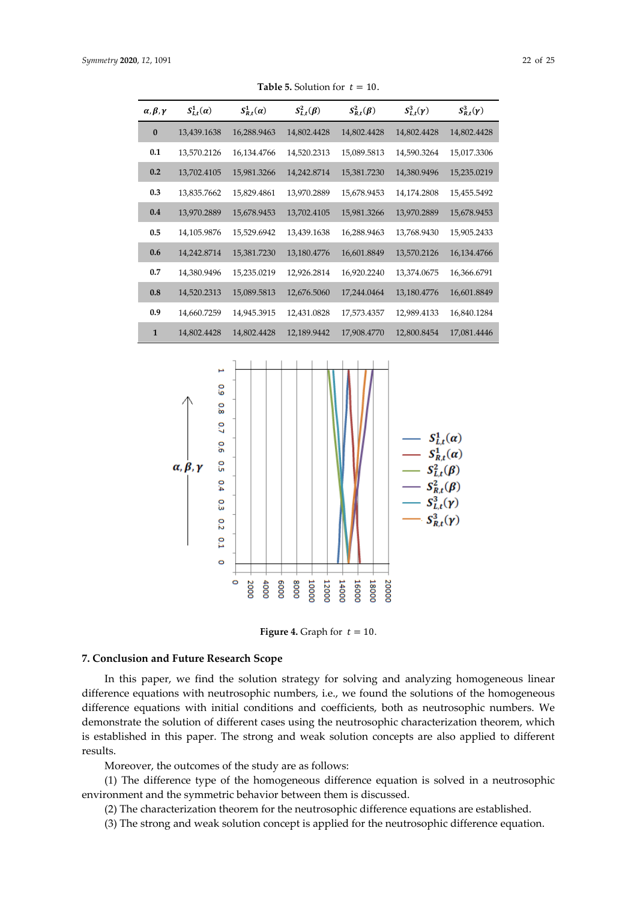**Table 5.** Solution for $t = 10$.

| $\alpha, \beta, \gamma$ | $S^1_{L,t}(\alpha)$ | $S^1_{R,t}(\alpha)$ | $S^2_{L,t}(\beta)$ | $S^2_{R,t}(\beta)$ | $S^3_{L,t}(\gamma)$ | $S^3_{R,t}(\gamma)$ |
|---|---|---|---|---|---|---|
| **0** | 13,439.1638 | 16,288.9463 | 14,802.4428 | 14,802.4428 | 14,802.4428 | 14,802.4428 |
| **0.1** | 13,570.2126 | 16,134.4766 | 14,520.2313 | 15,089.5813 | 14,590.3264 | 15,017.3306 |
| **0.2** | 13,702.4105 | 15,981.3266 | 14,242.8714 | 15,381.7230 | 14,380.9496 | 15,235.0219 |
| **0.3** | 13,835.7662 | 15,829.4861 | 13,970.2889 | 15,678.9453 | 14,174.2808 | 15,455.5492 |
| **0.4** | 13,970.2889 | 15,678.9453 | 13,702.4105 | 15,981.3266 | 13,970.2889 | 15,678.9453 |
| **0.5** | 14,105.9876 | 15,529.6942 | 13,439.1638 | 16,288.9463 | 13,768.9430 | 15,905.2433 |
| **0.6** | 14,242.8714 | 15,381.7230 | 13,180.4776 | 16,601.8849 | 13,570.2126 | 16,134.4766 |
| **0.7** | 14,380.9496 | 15,235.0219 | 12,926.2814 | 16,920.2240 | 13,374.0675 | 16,366.6791 |
| **0.8** | 14,520.2313 | 15,089.5813 | 12,676.5060 | 17,244.0464 | 13,180.4776 | 16,601.8849 |
| **0.9** | 14,660.7259 | 14,945.3915 | 12,431.0828 | 17,573.4357 | 12,989.4133 | 16,840.1284 |
| **1** | 14,802.4428 | 14,802.4428 | 12,189.9442 | 17,908.4770 | 12,800.8454 | 17,081.4446 |

**Figure 4.** Graph for $t = 10$.

## 7. Conclusion and Future Research Scope

In this paper, we find the solution strategy for solving and analyzing homogeneous linear difference equations with neutrosophic numbers, i.e., we found the solutions of the homogeneous difference equations with initial conditions and coefficients, both as neutrosophic numbers. We demonstrate the solution of different cases using the neutrosophic characterization theorem, which is established in this paper. The strong and weak solution concepts are also applied to different results.

Moreover, the outcomes of the study are as follows:

(1) The difference type of the homogeneous difference equation is solved in a neutrosophic environment and the symmetric behavior between them is discussed.

(2) The characterization theorem for the neutrosophic difference equations are established.

(3) The strong and weak solution concept is applied for the neutrosophic difference equation.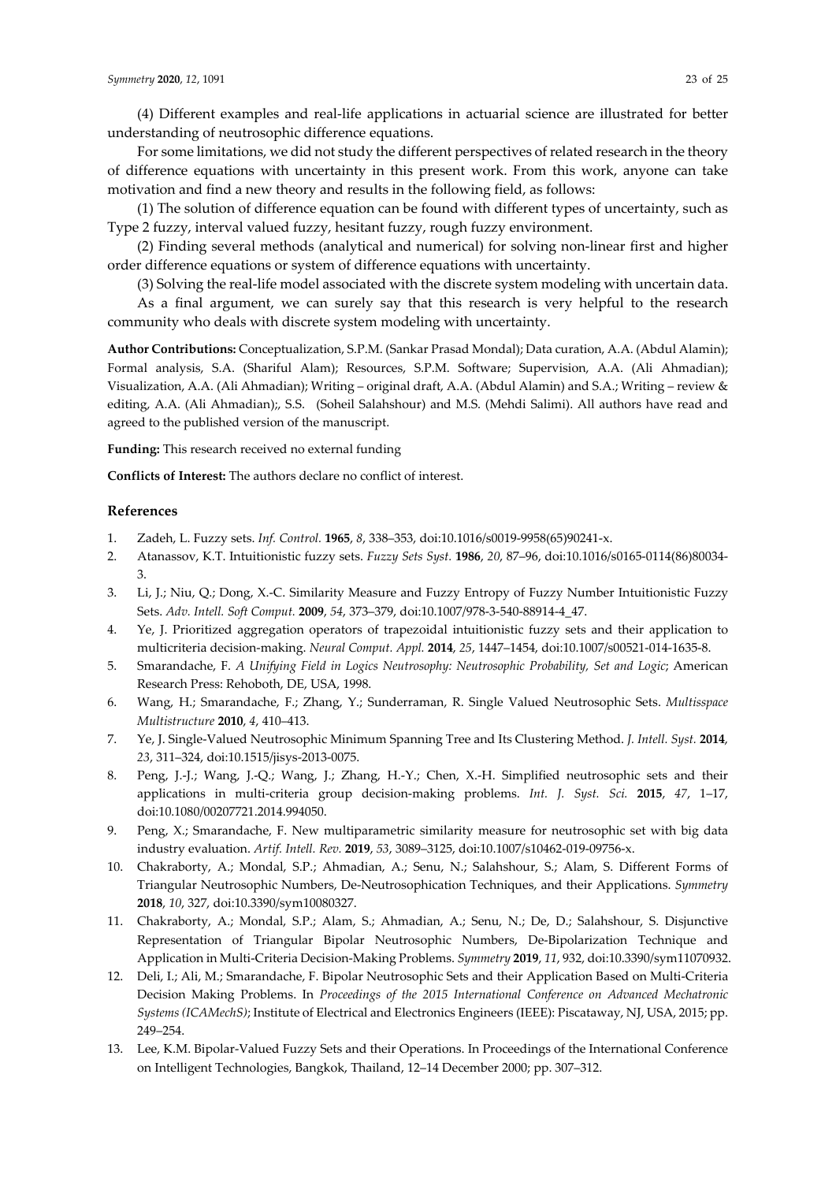(4) Different examples and real-life applications in actuarial science are illustrated for better understanding of neutrosophic difference equations.

For some limitations, we did not study the different perspectives of related research in the theory of difference equations with uncertainty in this present work. From this work, anyone can take motivation and find a new theory and results in the following field, as follows:

(1) The solution of difference equation can be found with different types of uncertainty, such as Type 2 fuzzy, interval valued fuzzy, hesitant fuzzy, rough fuzzy environment.

(2) Finding several methods (analytical and numerical) for solving non-linear first and higher order difference equations or system of difference equations with uncertainty.

(3) Solving the real-life model associated with the discrete system modeling with uncertain data.

As a final argument, we can surely say that this research is very helpful to the research community who deals with discrete system modeling with uncertainty.

**Author Contributions:** Conceptualization, S.P.M. (Sankar Prasad Mondal); Data curation, A.A. (Abdul Alamin); Formal analysis, S.A. (Shariful Alam); Resources, S.P.M. Software; Supervision, A.A. (Ali Ahmadian); Visualization, A.A. (Ali Ahmadian); Writing – original draft, A.A. (Abdul Alamin) and S.A.; Writing – review & editing, A.A. (Ali Ahmadian);, S.S. (Soheil Salahshour) and M.S. (Mehdi Salimi). All authors have read and agreed to the published version of the manuscript.

**Funding:** This research received no external funding

**Conflicts of Interest:** The authors declare no conflict of interest.

## References

1. Zadeh, L. Fuzzy sets. *Inf. Control.* **1965**, *8*, 338–353, doi:10.1016/s0019-9958(65)90241-x.
2. Atanassov, K.T. Intuitionistic fuzzy sets. *Fuzzy Sets Syst.* **1986**, *20*, 87–96, doi:10.1016/s0165-0114(86)80034-3.
3. Li, J.; Niu, Q.; Dong, X.-C. Similarity Measure and Fuzzy Entropy of Fuzzy Number Intuitionistic Fuzzy Sets. *Adv. Intell. Soft Comput.* **2009**, *54*, 373–379, doi:10.1007/978-3-540-88914-4_47.
4. Ye, J. Prioritized aggregation operators of trapezoidal intuitionistic fuzzy sets and their application to multicriteria decision-making. *Neural Comput. Appl.* **2014**, *25*, 1447–1454, doi:10.1007/s00521-014-1635-8.
5. Smarandache, F. *A Unifying Field in Logics Neutrosophy: Neutrosophic Probability, Set and Logic*; American Research Press: Rehoboth, DE, USA, 1998.
6. Wang, H.; Smarandache, F.; Zhang, Y.; Sunderraman, R. Single Valued Neutrosophic Sets. *Multisspace Multistructure* **2010**, *4*, 410–413.
7. Ye, J. Single-Valued Neutrosophic Minimum Spanning Tree and Its Clustering Method. *J. Intell. Syst.* **2014**, *23*, 311–324, doi:10.1515/jisys-2013-0075.
8. Peng, J.-J.; Wang, J.-Q.; Wang, J.; Zhang, H.-Y.; Chen, X.-H. Simplified neutrosophic sets and their applications in multi-criteria group decision-making problems. *Int. J. Syst. Sci.* **2015**, *47*, 1–17, doi:10.1080/00207721.2014.994050.
9. Peng, X.; Smarandache, F. New multiparametric similarity measure for neutrosophic set with big data industry evaluation. *Artif. Intell. Rev.* **2019**, *53*, 3089–3125, doi:10.1007/s10462-019-09756-x.
10. Chakraborty, A.; Mondal, S.P.; Ahmadian, A.; Senu, N.; Salahshour, S.; Alam, S. Different Forms of Triangular Neutrosophic Numbers, De-Neutrosophication Techniques, and their Applications. *Symmetry* **2018**, *10*, 327, doi:10.3390/sym10080327.
11. Chakraborty, A.; Mondal, S.P.; Alam, S.; Ahmadian, A.; Senu, N.; De, D.; Salahshour, S. Disjunctive Representation of Triangular Bipolar Neutrosophic Numbers, De-Bipolarization Technique and Application in Multi-Criteria Decision-Making Problems. *Symmetry* **2019**, *11*, 932, doi:10.3390/sym11070932.
12. Deli, I.; Ali, M.; Smarandache, F. Bipolar Neutrosophic Sets and their Application Based on Multi-Criteria Decision Making Problems. In *Proceedings of the 2015 International Conference on Advanced Mechatronic Systems (ICAMechS)*; Institute of Electrical and Electronics Engineers (IEEE): Piscataway, NJ, USA, 2015; pp. 249–254.
13. Lee, K.M. Bipolar-Valued Fuzzy Sets and their Operations. In Proceedings of the International Conference on Intelligent Technologies, Bangkok, Thailand, 12–14 December 2000; pp. 307–312.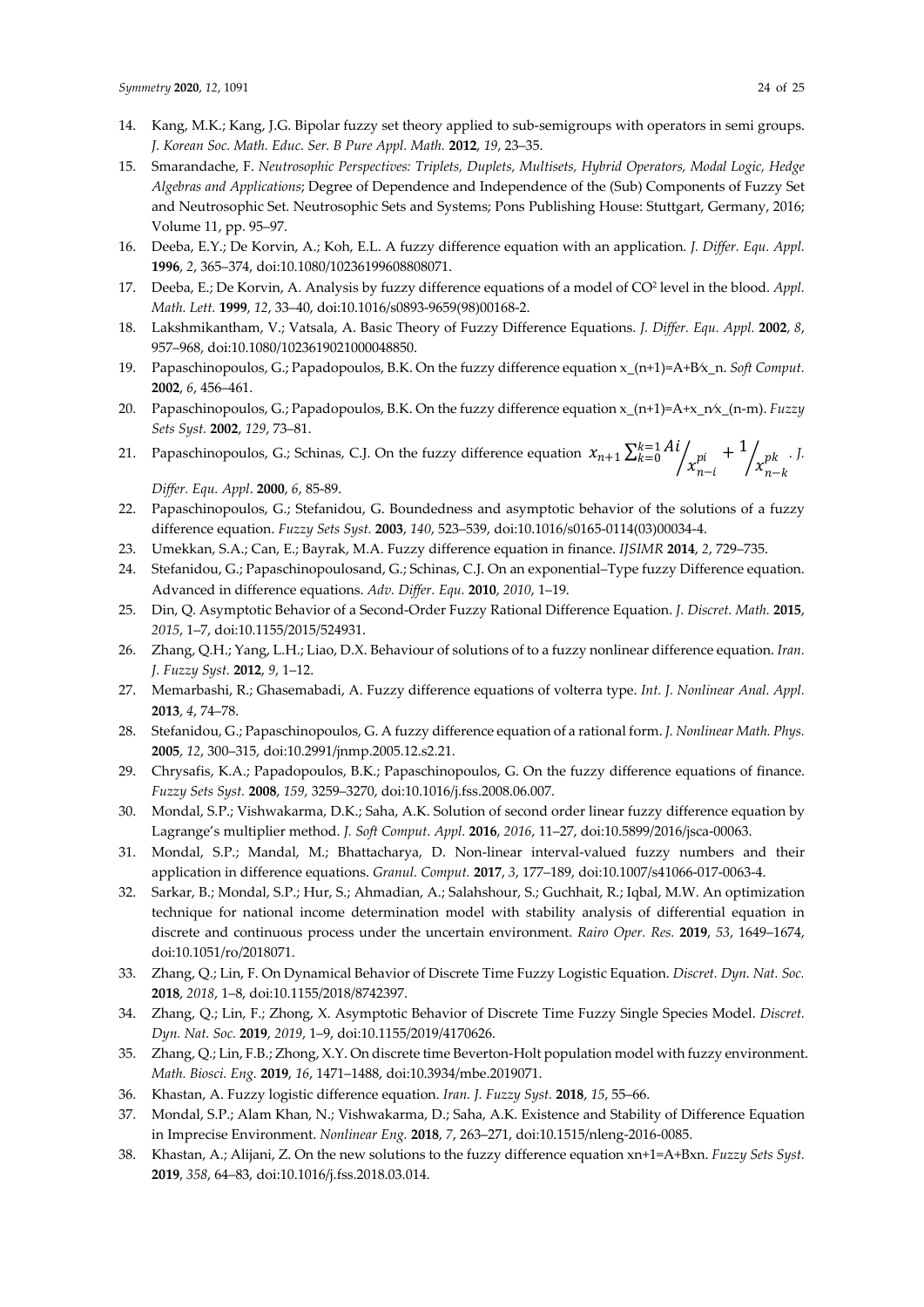14. Kang, M.K.; Kang, J.G. Bipolar fuzzy set theory applied to sub-semigroups with operators in semi groups. *J. Korean Soc. Math. Educ. Ser. B Pure Appl. Math.* **2012**, *19*, 23–35.
15. Smarandache, F. *Neutrosophic Perspectives: Triplets, Duplets, Multisets, Hybrid Operators, Modal Logic, Hedge Algebras and Applications*; Degree of Dependence and Independence of the (Sub) Components of Fuzzy Set and Neutrosophic Set. Neutrosophic Sets and Systems; Pons Publishing House: Stuttgart, Germany, 2016; Volume 11, pp. 95–97.
16. Deeba, E.Y.; De Korvin, A.; Koh, E.L. A fuzzy difference equation with an application. *J. Differ. Equ. Appl.* **1996**, *2*, 365–374, doi:10.1080/10236199608808071.
17. Deeba, E.; De Korvin, A. Analysis by fuzzy difference equations of a model of $CO^2$ level in the blood. *Appl. Math. Lett.* **1999**, *12*, 33–40, doi:10.1016/s0893-9659(98)00168-2.
18. Lakshmikantham, V.; Vatsala, A. Basic Theory of Fuzzy Difference Equations. *J. Differ. Equ. Appl.* **2002**, *8*, 957–968, doi:10.1080/1023619021000048850.
19. Papaschinopoulos, G.; Papadopoulos, B.K. On the fuzzy difference equation x_(n+1)=A+B⁄x_n. *Soft Comput.* **2002**, *6*, 456–461.
20. Papaschinopoulos, G.; Papadopoulos, B.K. On the fuzzy difference equation x_(n+1)=A+x_n⁄x_(n-m). *Fuzzy Sets Syst.* **2002**, *129*, 73–81.
21. Papaschinopoulos, G.; Schinas, C.J. On the fuzzy difference equation $x_{n+1}\sum_{k=0}^{k=1} {Ai}/{x_{n-i}^{pi}} + {1}/{x_{n-k}^{pk}}$. *J. Differ. Equ. Appl*. **2000**, *6*, 85-89.
22. Papaschinopoulos, G.; Stefanidou, G. Boundedness and asymptotic behavior of the solutions of a fuzzy difference equation. *Fuzzy Sets Syst.* **2003**, *140*, 523–539, doi:10.1016/s0165-0114(03)00034-4.
23. Umekkan, S.A.; Can, E.; Bayrak, M.A. Fuzzy difference equation in finance. *IJSIMR* **2014**, *2*, 729–735.
24. Stefanidou, G.; Papaschinopoulosand, G.; Schinas, C.J. On an exponential–Type fuzzy Difference equation. Advanced in difference equations. *Adv. Differ. Equ.* **2010**, *2010*, 1–19.
25. Din, Q. Asymptotic Behavior of a Second-Order Fuzzy Rational Difference Equation. *J. Discret. Math.* **2015**, *2015*, 1–7, doi:10.1155/2015/524931.
26. Zhang, Q.H.; Yang, L.H.; Liao, D.X. Behaviour of solutions of to a fuzzy nonlinear difference equation. *Iran. J. Fuzzy Syst.* **2012**, *9*, 1–12.
27. Memarbashi, R.; Ghasemabadi, A. Fuzzy difference equations of volterra type. *Int. J. Nonlinear Anal. Appl.* **2013**, *4*, 74–78.
28. Stefanidou, G.; Papaschinopoulos, G. A fuzzy difference equation of a rational form. *J. Nonlinear Math. Phys.* **2005**, *12*, 300–315, doi:10.2991/jnmp.2005.12.s2.21.
29. Chrysafis, K.A.; Papadopoulos, B.K.; Papaschinopoulos, G. On the fuzzy difference equations of finance. *Fuzzy Sets Syst.* **2008**, *159*, 3259–3270, doi:10.1016/j.fss.2008.06.007.
30. Mondal, S.P.; Vishwakarma, D.K.; Saha, A.K. Solution of second order linear fuzzy difference equation by Lagrange's multiplier method. *J. Soft Comput. Appl.* **2016**, *2016*, 11–27, doi:10.5899/2016/jsca-00063.
31. Mondal, S.P.; Mandal, M.; Bhattacharya, D. Non-linear interval-valued fuzzy numbers and their application in difference equations. *Granul. Comput.* **2017**, *3*, 177–189, doi:10.1007/s41066-017-0063-4.
32. Sarkar, B.; Mondal, S.P.; Hur, S.; Ahmadian, A.; Salahshour, S.; Guchhait, R.; Iqbal, M.W. An optimization technique for national income determination model with stability analysis of differential equation in discrete and continuous process under the uncertain environment. *Rairo Oper. Res.* **2019**, *53*, 1649–1674, doi:10.1051/ro/2018071.
33. Zhang, Q.; Lin, F. On Dynamical Behavior of Discrete Time Fuzzy Logistic Equation. *Discret. Dyn. Nat. Soc.* **2018**, *2018*, 1–8, doi:10.1155/2018/8742397.
34. Zhang, Q.; Lin, F.; Zhong, X. Asymptotic Behavior of Discrete Time Fuzzy Single Species Model. *Discret. Dyn. Nat. Soc.* **2019**, *2019*, 1–9, doi:10.1155/2019/4170626.
35. Zhang, Q.; Lin, F.B.; Zhong, X.Y. On discrete time Beverton-Holt population model with fuzzy environment. *Math. Biosci. Eng.* **2019**, *16*, 1471–1488, doi:10.3934/mbe.2019071.
36. Khastan, A. Fuzzy logistic difference equation. *Iran. J. Fuzzy Syst.* **2018**, *15*, 55–66.
37. Mondal, S.P.; Alam Khan, N.; Vishwakarma, D.; Saha, A.K. Existence and Stability of Difference Equation in Imprecise Environment. *Nonlinear Eng.* **2018**, *7*, 263–271, doi:10.1515/nleng-2016-0085.
38. Khastan, A.; Alijani, Z. On the new solutions to the fuzzy difference equation xn+1=A+Bxn. *Fuzzy Sets Syst.* **2019**, *358*, 64–83, doi:10.1016/j.fss.2018.03.014.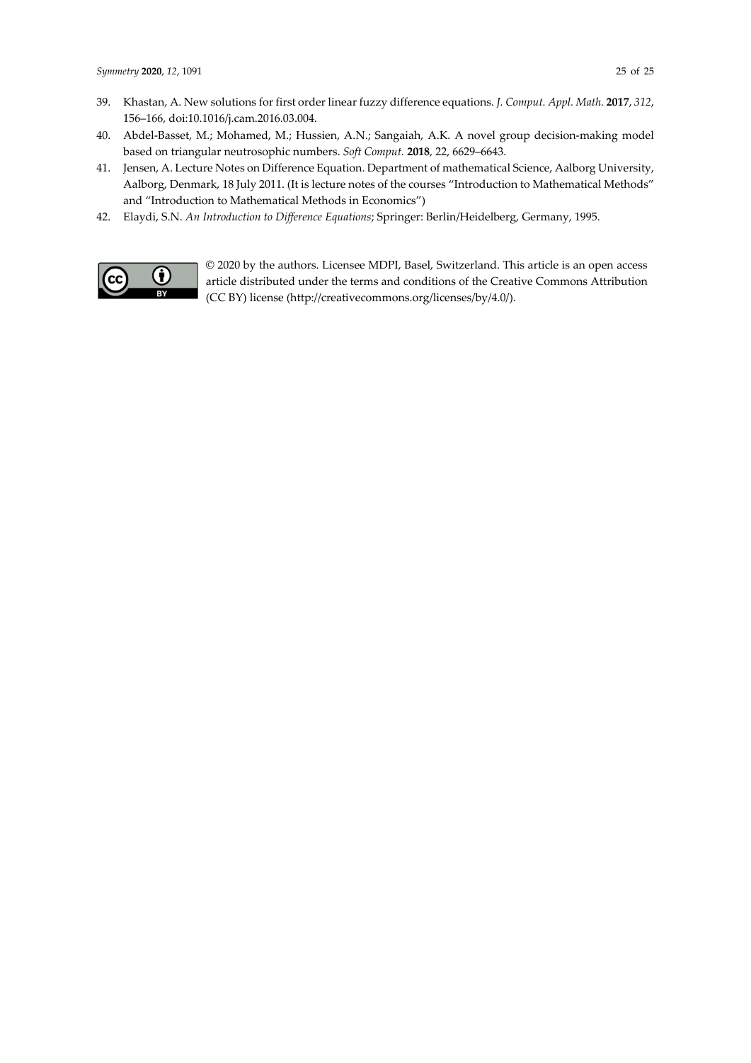39. Khastan, A. New solutions for first order linear fuzzy difference equations. *J. Comput. Appl. Math.* **2017**, *312*, 156–166, doi:10.1016/j.cam.2016.03.004.
40. Abdel-Basset, M.; Mohamed, M.; Hussien, A.N.; Sangaiah, A.K. A novel group decision-making model based on triangular neutrosophic numbers. *Soft Comput.* **2018**, 22, 6629–6643.
41. Jensen, A. Lecture Notes on Difference Equation. Department of mathematical Science, Aalborg University, Aalborg, Denmark, 18 July 2011. (It is lecture notes of the courses "Introduction to Mathematical Methods" and "Introduction to Mathematical Methods in Economics")
42. Elaydi, S.N. *An Introduction to Difference Equations*; Springer: Berlin/Heidelberg, Germany, 1995.

© 2020 by the authors. Licensee MDPI, Basel, Switzerland. This article is an open access article distributed under the terms and conditions of the Creative Commons Attribution (CC BY) license (http://creativecommons.org/licenses/by/4.0/).